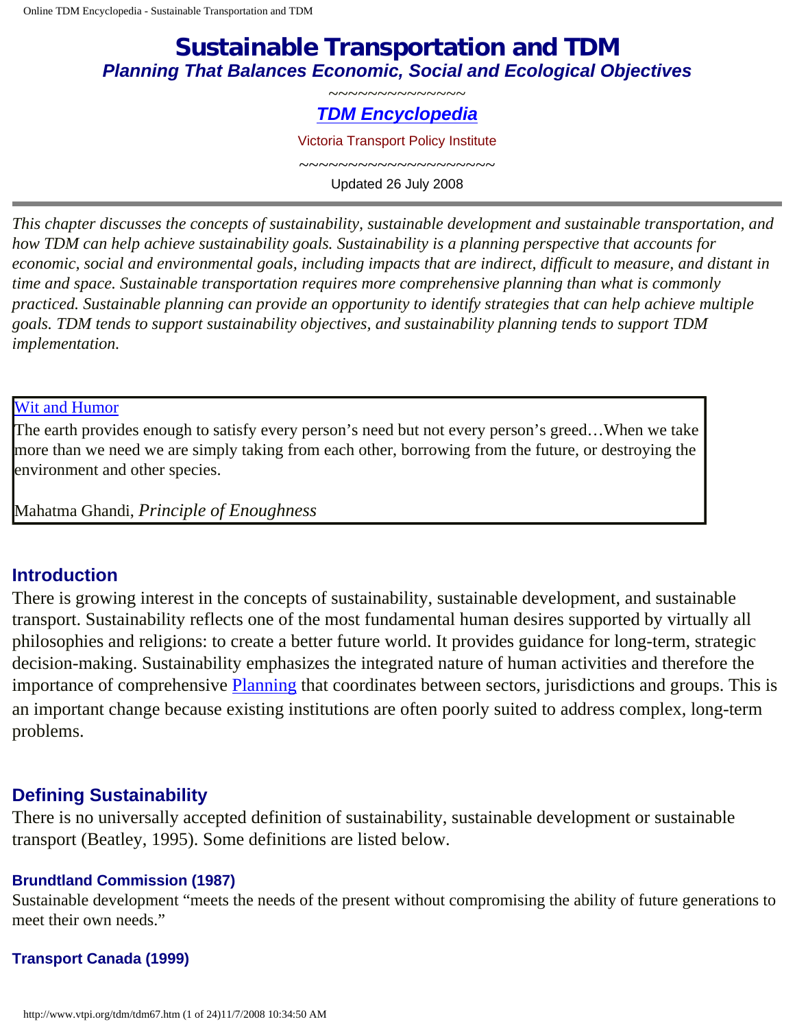# Sustainable Transportation and TDM

***Planning That Balances Economic, Social and Ecological Objectives***

~~~~~~~~~~~~~~~

***TDM Encyclopedia***

Victoria Transport Policy Institute

~~~~~~~~~~~~~~~~~~~~

Updated 26 July 2008

---

*This chapter discusses the concepts of sustainability, sustainable development and sustainable transportation, and how TDM can help achieve sustainability goals. Sustainability is a planning perspective that accounts for economic, social and environmental goals, including impacts that are indirect, difficult to measure, and distant in time and space. Sustainable transportation requires more comprehensive planning than what is commonly practiced. Sustainable planning can provide an opportunity to identify strategies that can help achieve multiple goals. TDM tends to support sustainability objectives, and sustainability planning tends to support TDM implementation.*

> Wit and Humor
>
> The earth provides enough to satisfy every person's need but not every person's greed…When we take more than we need we are simply taking from each other, borrowing from the future, or destroying the environment and other species.
>
> Mahatma Ghandi, *Principle of Enoughness*

## Introduction

There is growing interest in the concepts of sustainability, sustainable development, and sustainable transport. Sustainability reflects one of the most fundamental human desires supported by virtually all philosophies and religions: to create a better future world. It provides guidance for long-term, strategic decision-making. Sustainability emphasizes the integrated nature of human activities and therefore the importance of comprehensive Planning that coordinates between sectors, jurisdictions and groups. This is an important change because existing institutions are often poorly suited to address complex, long-term problems.

## Defining Sustainability

There is no universally accepted definition of sustainability, sustainable development or sustainable transport (Beatley, 1995). Some definitions are listed below.

### Brundtland Commission (1987)

Sustainable development "meets the needs of the present without compromising the ability of future generations to meet their own needs."

### Transport Canada (1999)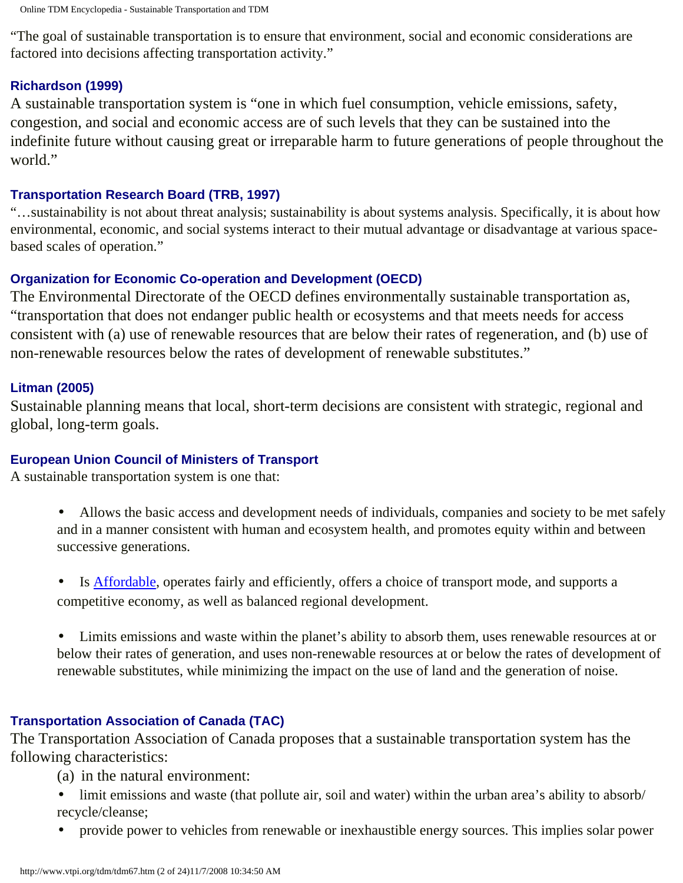"The goal of sustainable transportation is to ensure that environment, social and economic considerations are factored into decisions affecting transportation activity."

### Richardson (1999)

A sustainable transportation system is "one in which fuel consumption, vehicle emissions, safety, congestion, and social and economic access are of such levels that they can be sustained into the indefinite future without causing great or irreparable harm to future generations of people throughout the world."

### Transportation Research Board (TRB, 1997)

"…sustainability is not about threat analysis; sustainability is about systems analysis. Specifically, it is about how environmental, economic, and social systems interact to their mutual advantage or disadvantage at various space-based scales of operation."

### Organization for Economic Co-operation and Development (OECD)

The Environmental Directorate of the OECD defines environmentally sustainable transportation as, "transportation that does not endanger public health or ecosystems and that meets needs for access consistent with (a) use of renewable resources that are below their rates of regeneration, and (b) use of non-renewable resources below the rates of development of renewable substitutes."

### Litman (2005)

Sustainable planning means that local, short-term decisions are consistent with strategic, regional and global, long-term goals.

### European Union Council of Ministers of Transport

A sustainable transportation system is one that:

- Allows the basic access and development needs of individuals, companies and society to be met safely and in a manner consistent with human and ecosystem health, and promotes equity within and between successive generations.
- Is Affordable, operates fairly and efficiently, offers a choice of transport mode, and supports a competitive economy, as well as balanced regional development.
- Limits emissions and waste within the planet's ability to absorb them, uses renewable resources at or below their rates of generation, and uses non-renewable resources at or below the rates of development of renewable substitutes, while minimizing the impact on the use of land and the generation of noise.

### Transportation Association of Canada (TAC)

The Transportation Association of Canada proposes that a sustainable transportation system has the following characteristics:

(a) in the natural environment:

- limit emissions and waste (that pollute air, soil and water) within the urban area's ability to absorb/recycle/cleanse;
- provide power to vehicles from renewable or inexhaustible energy sources. This implies solar power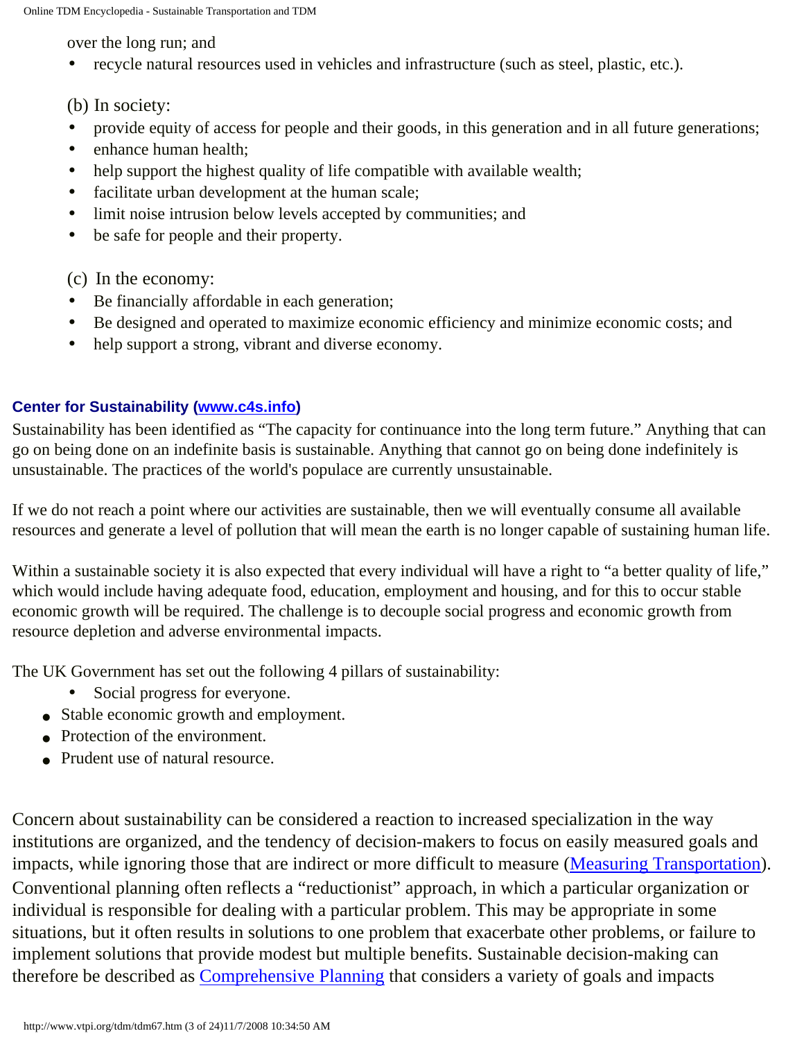over the long run; and

- recycle natural resources used in vehicles and infrastructure (such as steel, plastic, etc.).

(b) In society:

- provide equity of access for people and their goods, in this generation and in all future generations;
- enhance human health;
- help support the highest quality of life compatible with available wealth;
- facilitate urban development at the human scale;
- limit noise intrusion below levels accepted by communities; and
- be safe for people and their property.

(c) In the economy:

- Be financially affordable in each generation;
- Be designed and operated to maximize economic efficiency and minimize economic costs; and
- help support a strong, vibrant and diverse economy.

### Center for Sustainability (www.c4s.info)

Sustainability has been identified as "The capacity for continuance into the long term future." Anything that can go on being done on an indefinite basis is sustainable. Anything that cannot go on being done indefinitely is unsustainable. The practices of the world's populace are currently unsustainable.

If we do not reach a point where our activities are sustainable, then we will eventually consume all available resources and generate a level of pollution that will mean the earth is no longer capable of sustaining human life.

Within a sustainable society it is also expected that every individual will have a right to "a better quality of life," which would include having adequate food, education, employment and housing, and for this to occur stable economic growth will be required. The challenge is to decouple social progress and economic growth from resource depletion and adverse environmental impacts.

The UK Government has set out the following 4 pillars of sustainability:

- Social progress for everyone.
- Stable economic growth and employment.
- Protection of the environment.
- Prudent use of natural resource.

Concern about sustainability can be considered a reaction to increased specialization in the way institutions are organized, and the tendency of decision-makers to focus on easily measured goals and impacts, while ignoring those that are indirect or more difficult to measure (Measuring Transportation). Conventional planning often reflects a "reductionist" approach, in which a particular organization or individual is responsible for dealing with a particular problem. This may be appropriate in some situations, but it often results in solutions to one problem that exacerbate other problems, or failure to implement solutions that provide modest but multiple benefits. Sustainable decision-making can therefore be described as Comprehensive Planning that considers a variety of goals and impacts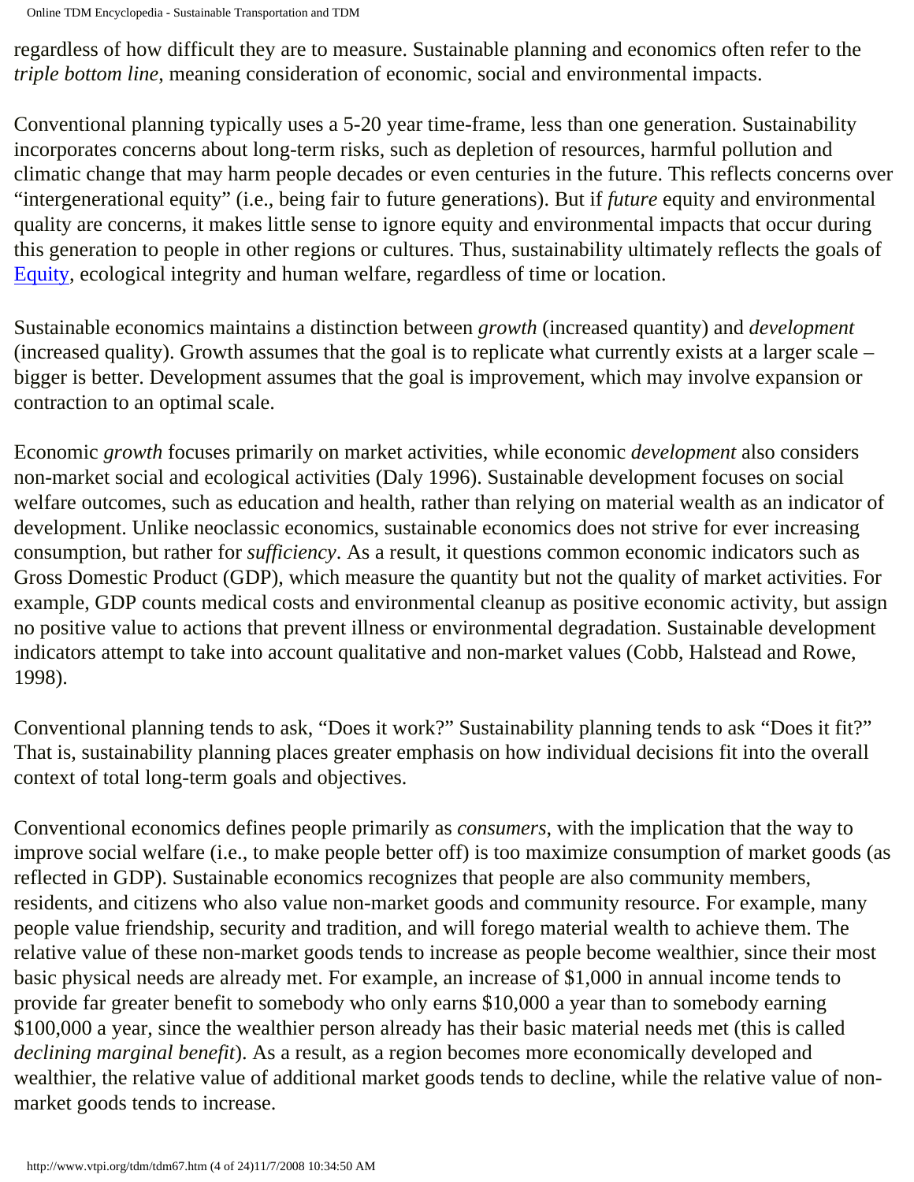regardless of how difficult they are to measure. Sustainable planning and economics often refer to the *triple bottom line,* meaning consideration of economic, social and environmental impacts.

Conventional planning typically uses a 5-20 year time-frame, less than one generation. Sustainability incorporates concerns about long-term risks, such as depletion of resources, harmful pollution and climatic change that may harm people decades or even centuries in the future. This reflects concerns over "intergenerational equity" (i.e., being fair to future generations). But if *future* equity and environmental quality are concerns, it makes little sense to ignore equity and environmental impacts that occur during this generation to people in other regions or cultures. Thus, sustainability ultimately reflects the goals of Equity, ecological integrity and human welfare, regardless of time or location.

Sustainable economics maintains a distinction between *growth* (increased quantity) and *development* (increased quality). Growth assumes that the goal is to replicate what currently exists at a larger scale – bigger is better. Development assumes that the goal is improvement, which may involve expansion or contraction to an optimal scale.

Economic *growth* focuses primarily on market activities, while economic *development* also considers non-market social and ecological activities (Daly 1996). Sustainable development focuses on social welfare outcomes, such as education and health, rather than relying on material wealth as an indicator of development. Unlike neoclassic economics, sustainable economics does not strive for ever increasing consumption, but rather for *sufficiency*. As a result, it questions common economic indicators such as Gross Domestic Product (GDP), which measure the quantity but not the quality of market activities. For example, GDP counts medical costs and environmental cleanup as positive economic activity, but assign no positive value to actions that prevent illness or environmental degradation. Sustainable development indicators attempt to take into account qualitative and non-market values (Cobb, Halstead and Rowe, 1998).

Conventional planning tends to ask, "Does it work?" Sustainability planning tends to ask "Does it fit?" That is, sustainability planning places greater emphasis on how individual decisions fit into the overall context of total long-term goals and objectives.

Conventional economics defines people primarily as *consumers*, with the implication that the way to improve social welfare (i.e., to make people better off) is too maximize consumption of market goods (as reflected in GDP). Sustainable economics recognizes that people are also community members, residents, and citizens who also value non-market goods and community resource. For example, many people value friendship, security and tradition, and will forego material wealth to achieve them. The relative value of these non-market goods tends to increase as people become wealthier, since their most basic physical needs are already met. For example, an increase of $1,000 in annual income tends to provide far greater benefit to somebody who only earns $10,000 a year than to somebody earning $100,000 a year, since the wealthier person already has their basic material needs met (this is called *declining marginal benefit*). As a result, as a region becomes more economically developed and wealthier, the relative value of additional market goods tends to decline, while the relative value of non-market goods tends to increase.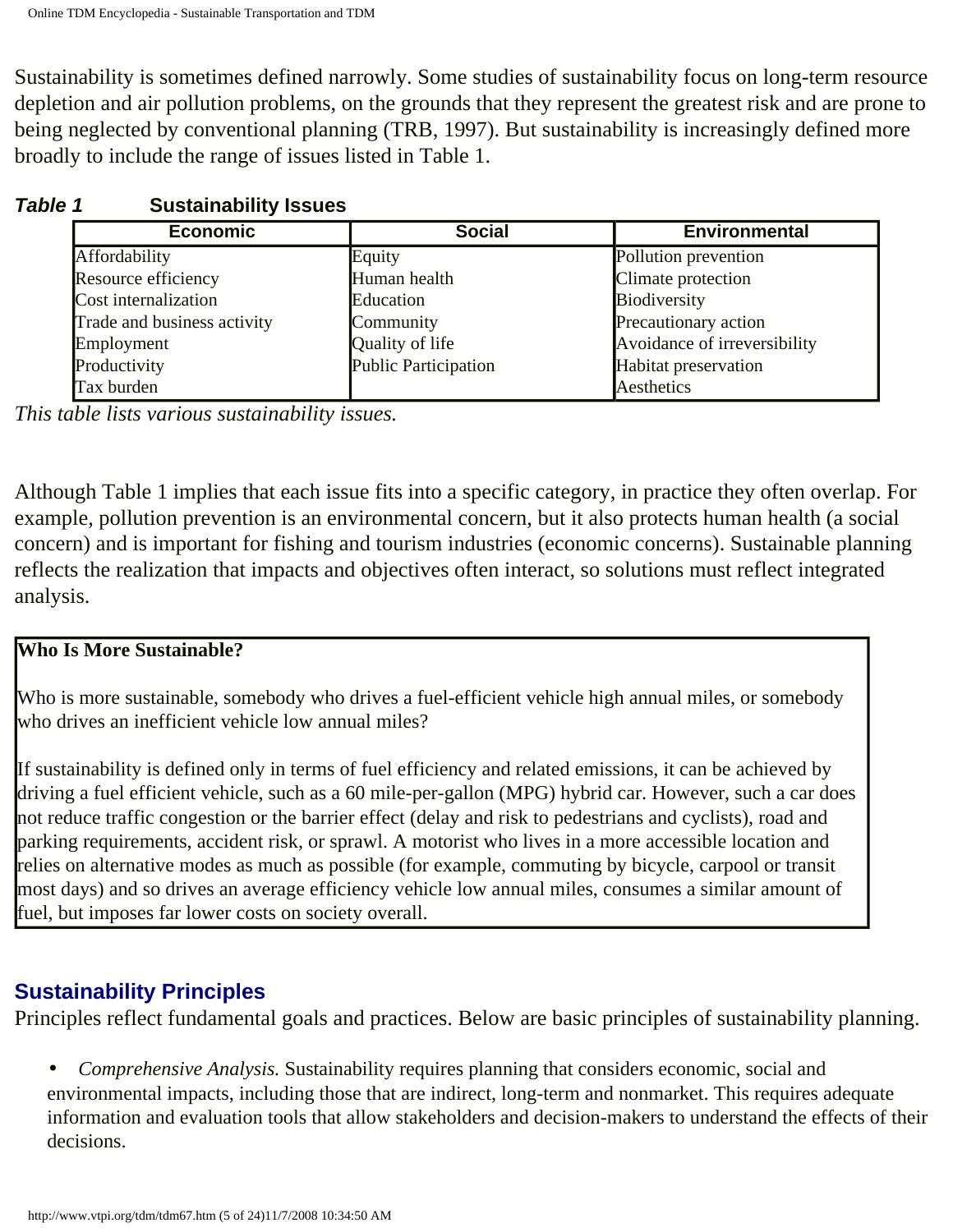Sustainability is sometimes defined narrowly. Some studies of sustainability focus on long-term resource depletion and air pollution problems, on the grounds that they represent the greatest risk and are prone to being neglected by conventional planning (TRB, 1997). But sustainability is increasingly defined more broadly to include the range of issues listed in Table 1.

***Table 1*** **Sustainability Issues**

| Economic | Social | Environmental |
|---|---|---|
| Affordability | Equity | Pollution prevention |
| Resource efficiency | Human health | Climate protection |
| Cost internalization | Education | Biodiversity |
| Trade and business activity | Community | Precautionary action |
| Employment | Quality of life | Avoidance of irreversibility |
| Productivity | Public Participation | Habitat preservation |
| Tax burden | | Aesthetics |

*This table lists various sustainability issues.*

Although Table 1 implies that each issue fits into a specific category, in practice they often overlap. For example, pollution prevention is an environmental concern, but it also protects human health (a social concern) and is important for fishing and tourism industries (economic concerns). Sustainable planning reflects the realization that impacts and objectives often interact, so solutions must reflect integrated analysis.

**Who Is More Sustainable?**

Who is more sustainable, somebody who drives a fuel-efficient vehicle high annual miles, or somebody who drives an inefficient vehicle low annual miles?

If sustainability is defined only in terms of fuel efficiency and related emissions, it can be achieved by driving a fuel efficient vehicle, such as a 60 mile-per-gallon (MPG) hybrid car. However, such a car does not reduce traffic congestion or the barrier effect (delay and risk to pedestrians and cyclists), road and parking requirements, accident risk, or sprawl. A motorist who lives in a more accessible location and relies on alternative modes as much as possible (for example, commuting by bicycle, carpool or transit most days) and so drives an average efficiency vehicle low annual miles, consumes a similar amount of fuel, but imposes far lower costs on society overall.

## Sustainability Principles

Principles reflect fundamental goals and practices. Below are basic principles of sustainability planning.

- *Comprehensive Analysis.* Sustainability requires planning that considers economic, social and environmental impacts, including those that are indirect, long-term and nonmarket. This requires adequate information and evaluation tools that allow stakeholders and decision-makers to understand the effects of their decisions.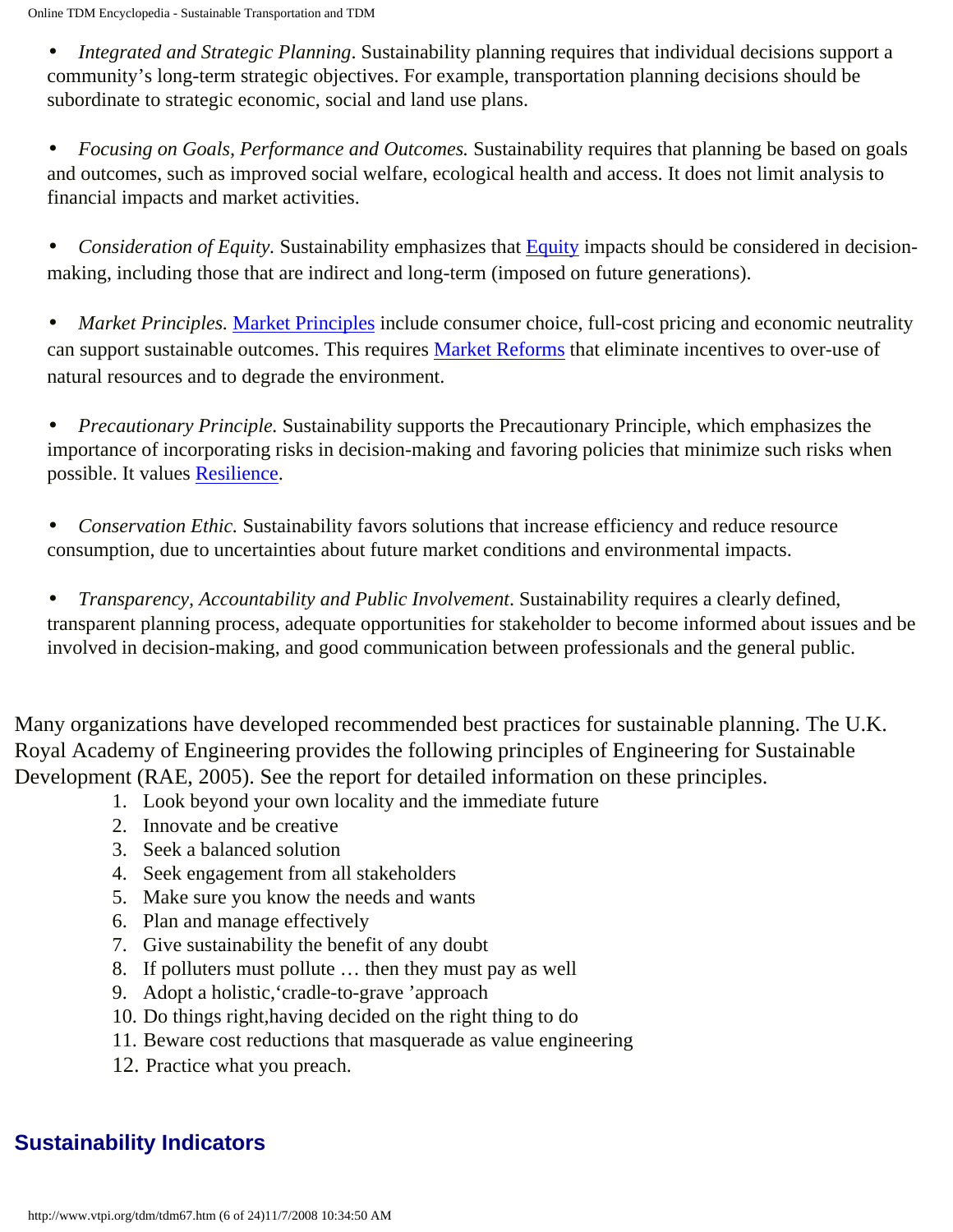- *Integrated and Strategic Planning*. Sustainability planning requires that individual decisions support a community's long-term strategic objectives. For example, transportation planning decisions should be subordinate to strategic economic, social and land use plans.

- *Focusing on Goals, Performance and Outcomes.* Sustainability requires that planning be based on goals and outcomes, such as improved social welfare, ecological health and access. It does not limit analysis to financial impacts and market activities.

- *Consideration of Equity.* Sustainability emphasizes that Equity impacts should be considered in decision-making, including those that are indirect and long-term (imposed on future generations).

- *Market Principles.* Market Principles include consumer choice, full-cost pricing and economic neutrality can support sustainable outcomes. This requires Market Reforms that eliminate incentives to over-use of natural resources and to degrade the environment.

- *Precautionary Principle.* Sustainability supports the Precautionary Principle, which emphasizes the importance of incorporating risks in decision-making and favoring policies that minimize such risks when possible. It values Resilience.

- *Conservation Ethic.* Sustainability favors solutions that increase efficiency and reduce resource consumption, due to uncertainties about future market conditions and environmental impacts.

- *Transparency, Accountability and Public Involvement*. Sustainability requires a clearly defined, transparent planning process, adequate opportunities for stakeholder to become informed about issues and be involved in decision-making, and good communication between professionals and the general public.

Many organizations have developed recommended best practices for sustainable planning. The U.K. Royal Academy of Engineering provides the following principles of Engineering for Sustainable Development (RAE, 2005). See the report for detailed information on these principles.

1. Look beyond your own locality and the immediate future
2. Innovate and be creative
3. Seek a balanced solution
4. Seek engagement from all stakeholders
5. Make sure you know the needs and wants
6. Plan and manage effectively
7. Give sustainability the benefit of any doubt
8. If polluters must pollute … then they must pay as well
9. Adopt a holistic,'cradle-to-grave 'approach
10. Do things right,having decided on the right thing to do
11. Beware cost reductions that masquerade as value engineering
12. Practice what you preach.

## Sustainability Indicators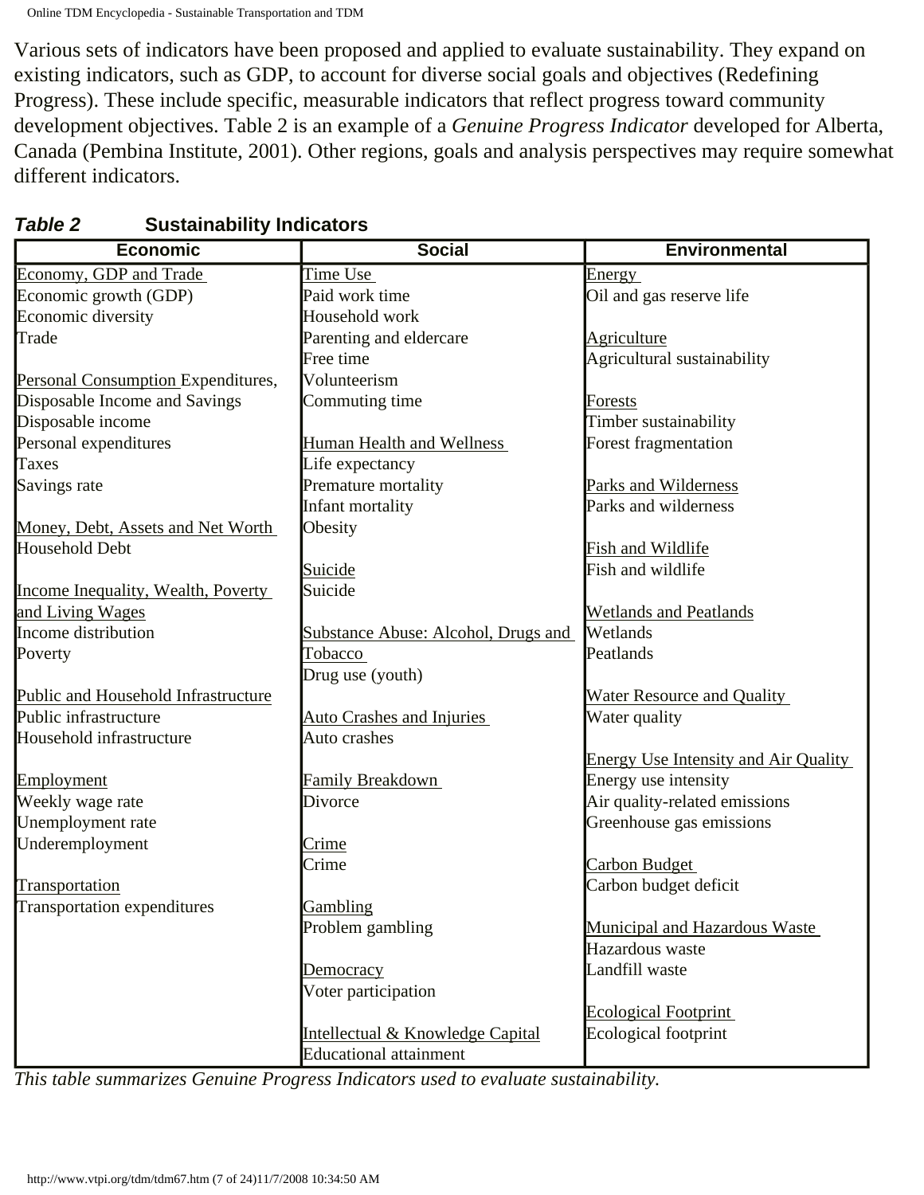Various sets of indicators have been proposed and applied to evaluate sustainability. They expand on existing indicators, such as GDP, to account for diverse social goals and objectives (Redefining Progress). These include specific, measurable indicators that reflect progress toward community development objectives. Table 2 is an example of a *Genuine Progress Indicator* developed for Alberta, Canada (Pembina Institute, 2001). Other regions, goals and analysis perspectives may require somewhat different indicators.

***Table 2*** **Sustainability Indicators**

| Economic | Social | Environmental |
|---|---|---|
| <u>Economy, GDP and Trade</u> | <u>Time Use</u> | <u>Energy</u> |
| Economic growth (GDP) | Paid work time | Oil and gas reserve life |
| Economic diversity | Household work | |
| Trade | Parenting and eldercare | <u>Agriculture</u> |
| | Free time | Agricultural sustainability |
| <u>Personal Consumption</u> Expenditures, | Volunteerism | |
| Disposable Income and Savings | Commuting time | <u>Forests</u> |
| Disposable income | | Timber sustainability |
| Personal expenditures | <u>Human Health and Wellness</u> | Forest fragmentation |
| Taxes | Life expectancy | |
| Savings rate | Premature mortality | <u>Parks and Wilderness</u> |
| | Infant mortality | Parks and wilderness |
| <u>Money, Debt, Assets and Net Worth</u> | Obesity | |
| Household Debt | | <u>Fish and Wildlife</u> |
| | <u>Suicide</u> | Fish and wildlife |
| <u>Income Inequality, Wealth, Poverty and Living Wages</u> | Suicide | |
| | | <u>Wetlands and Peatlands</u> |
| Income distribution | <u>Substance Abuse: Alcohol, Drugs and Tobacco</u> | Wetlands |
| Poverty | | Peatlands |
| | Drug use (youth) | |
| <u>Public and Household Infrastructure</u> | | <u>Water Resource and Quality</u> |
| Public infrastructure | <u>Auto Crashes and Injuries</u> | Water quality |
| Household infrastructure | Auto crashes | |
| | | <u>Energy Use Intensity and Air Quality</u> |
| <u>Employment</u> | <u>Family Breakdown</u> | Energy use intensity |
| Weekly wage rate | Divorce | Air quality-related emissions |
| Unemployment rate | | Greenhouse gas emissions |
| Underemployment | <u>Crime</u> | |
| | Crime | <u>Carbon Budget</u> |
| <u>Transportation</u> | | Carbon budget deficit |
| Transportation expenditures | <u>Gambling</u> | |
| | Problem gambling | <u>Municipal and Hazardous Waste</u> |
| | | Hazardous waste |
| | <u>Democracy</u> | Landfill waste |
| | Voter participation | |
| | | <u>Ecological Footprint</u> |
| | <u>Intellectual & Knowledge Capital</u> | Ecological footprint |
| | Educational attainment | |

*This table summarizes Genuine Progress Indicators used to evaluate sustainability.*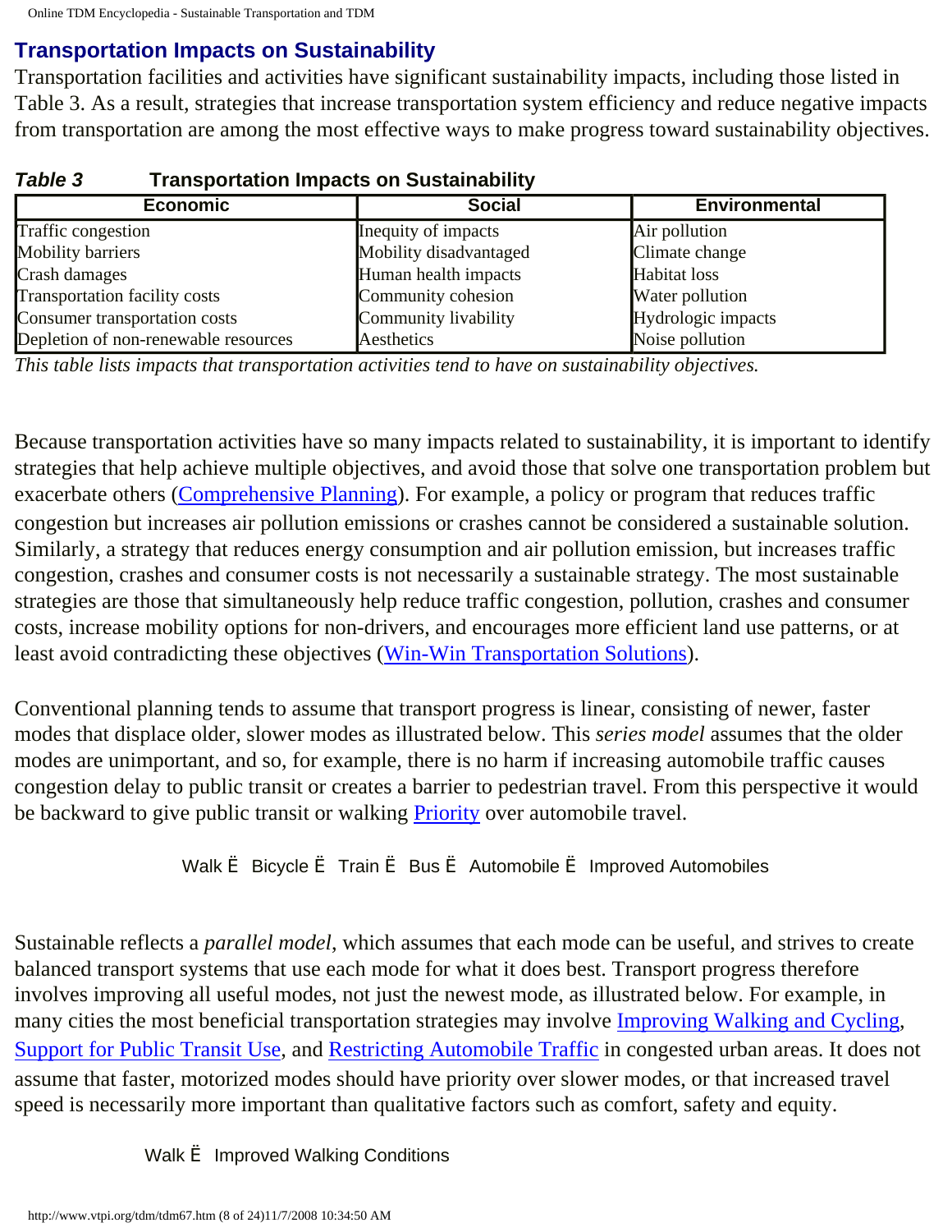## Transportation Impacts on Sustainability

Transportation facilities and activities have significant sustainability impacts, including those listed in Table 3. As a result, strategies that increase transportation system efficiency and reduce negative impacts from transportation are among the most effective ways to make progress toward sustainability objectives.

**Table 3 Transportation Impacts on Sustainability**

| Economic | Social | Environmental |
|---|---|---|
| Traffic congestion | Inequity of impacts | Air pollution |
| Mobility barriers | Mobility disadvantaged | Climate change |
| Crash damages | Human health impacts | Habitat loss |
| Transportation facility costs | Community cohesion | Water pollution |
| Consumer transportation costs | Community livability | Hydrologic impacts |
| Depletion of non-renewable resources | Aesthetics | Noise pollution |

*This table lists impacts that transportation activities tend to have on sustainability objectives.*

Because transportation activities have so many impacts related to sustainability, it is important to identify strategies that help achieve multiple objectives, and avoid those that solve one transportation problem but exacerbate others (Comprehensive Planning). For example, a policy or program that reduces traffic congestion but increases air pollution emissions or crashes cannot be considered a sustainable solution. Similarly, a strategy that reduces energy consumption and air pollution emission, but increases traffic congestion, crashes and consumer costs is not necessarily a sustainable strategy. The most sustainable strategies are those that simultaneously help reduce traffic congestion, pollution, crashes and consumer costs, increase mobility options for non-drivers, and encourages more efficient land use patterns, or at least avoid contradicting these objectives (Win-Win Transportation Solutions).

Conventional planning tends to assume that transport progress is linear, consisting of newer, faster modes that displace older, slower modes as illustrated below. This *series model* assumes that the older modes are unimportant, and so, for example, there is no harm if increasing automobile traffic causes congestion delay to public transit or creates a barrier to pedestrian travel. From this perspective it would be backward to give public transit or walking Priority over automobile travel.

Walk Ë Bicycle Ë Train Ë Bus Ë Automobile Ë Improved Automobiles

Sustainable reflects a *parallel model*, which assumes that each mode can be useful, and strives to create balanced transport systems that use each mode for what it does best. Transport progress therefore involves improving all useful modes, not just the newest mode, as illustrated below. For example, in many cities the most beneficial transportation strategies may involve Improving Walking and Cycling, Support for Public Transit Use, and Restricting Automobile Traffic in congested urban areas. It does not assume that faster, motorized modes should have priority over slower modes, or that increased travel speed is necessarily more important than qualitative factors such as comfort, safety and equity.

Walk Ë Improved Walking Conditions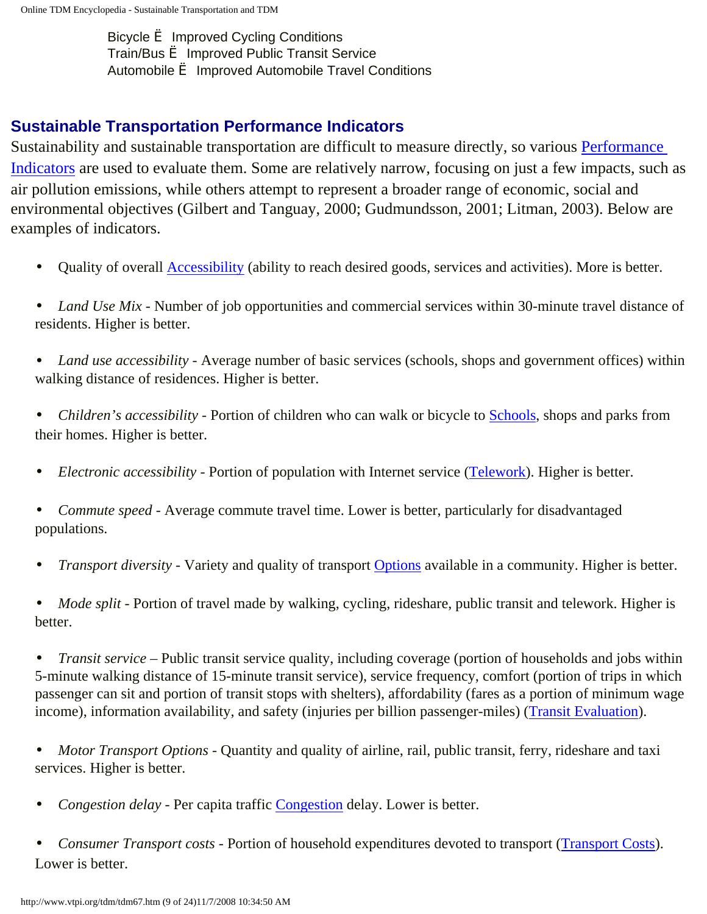Bicycle Ë  Improved Cycling Conditions
Train/Bus Ë  Improved Public Transit Service
Automobile Ë  Improved Automobile Travel Conditions

## Sustainable Transportation Performance Indicators

Sustainability and sustainable transportation are difficult to measure directly, so various Performance Indicators are used to evaluate them. Some are relatively narrow, focusing on just a few impacts, such as air pollution emissions, while others attempt to represent a broader range of economic, social and environmental objectives (Gilbert and Tanguay, 2000; Gudmundsson, 2001; Litman, 2003). Below are examples of indicators.

- Quality of overall Accessibility (ability to reach desired goods, services and activities). More is better.
- *Land Use Mix* - Number of job opportunities and commercial services within 30-minute travel distance of residents. Higher is better.
- *Land use accessibility* - Average number of basic services (schools, shops and government offices) within walking distance of residences. Higher is better.
- *Children's accessibility* - Portion of children who can walk or bicycle to Schools, shops and parks from their homes. Higher is better.
- *Electronic accessibility* - Portion of population with Internet service (Telework). Higher is better.
- *Commute speed* - Average commute travel time. Lower is better, particularly for disadvantaged populations.
- *Transport diversity* - Variety and quality of transport Options available in a community. Higher is better.
- *Mode split* - Portion of travel made by walking, cycling, rideshare, public transit and telework. Higher is better.
- *Transit service* – Public transit service quality, including coverage (portion of households and jobs within 5-minute walking distance of 15-minute transit service), service frequency, comfort (portion of trips in which passenger can sit and portion of transit stops with shelters), affordability (fares as a portion of minimum wage income), information availability, and safety (injuries per billion passenger-miles) (Transit Evaluation).
- *Motor Transport Options* - Quantity and quality of airline, rail, public transit, ferry, rideshare and taxi services. Higher is better.
- *Congestion delay* - Per capita traffic Congestion delay. Lower is better.
- *Consumer Transport costs* - Portion of household expenditures devoted to transport (Transport Costs). Lower is better.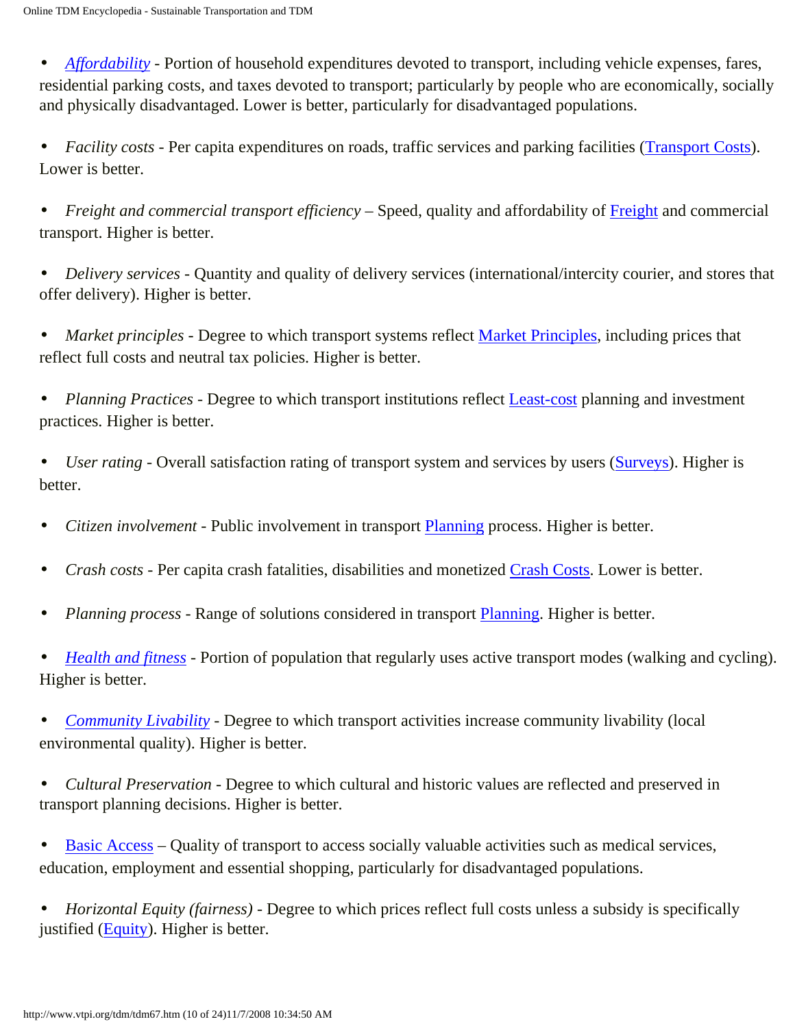- *Affordability* - Portion of household expenditures devoted to transport, including vehicle expenses, fares, residential parking costs, and taxes devoted to transport; particularly by people who are economically, socially and physically disadvantaged. Lower is better, particularly for disadvantaged populations.

- *Facility costs* - Per capita expenditures on roads, traffic services and parking facilities (Transport Costs). Lower is better.

- *Freight and commercial transport efficiency* – Speed, quality and affordability of Freight and commercial transport. Higher is better.

- *Delivery services* - Quantity and quality of delivery services (international/intercity courier, and stores that offer delivery). Higher is better.

- *Market principles* - Degree to which transport systems reflect Market Principles, including prices that reflect full costs and neutral tax policies. Higher is better.

- *Planning Practices* - Degree to which transport institutions reflect Least-cost planning and investment practices. Higher is better.

- *User rating* - Overall satisfaction rating of transport system and services by users (Surveys). Higher is better.

- *Citizen involvement* - Public involvement in transport Planning process. Higher is better.

- *Crash costs* - Per capita crash fatalities, disabilities and monetized Crash Costs. Lower is better.

- *Planning process* - Range of solutions considered in transport Planning. Higher is better.

- *Health and fitness* - Portion of population that regularly uses active transport modes (walking and cycling). Higher is better.

- *Community Livability* - Degree to which transport activities increase community livability (local environmental quality). Higher is better.

- *Cultural Preservation* - Degree to which cultural and historic values are reflected and preserved in transport planning decisions. Higher is better.

- Basic Access – Quality of transport to access socially valuable activities such as medical services, education, employment and essential shopping, particularly for disadvantaged populations.

- *Horizontal Equity (fairness)* - Degree to which prices reflect full costs unless a subsidy is specifically justified (Equity). Higher is better.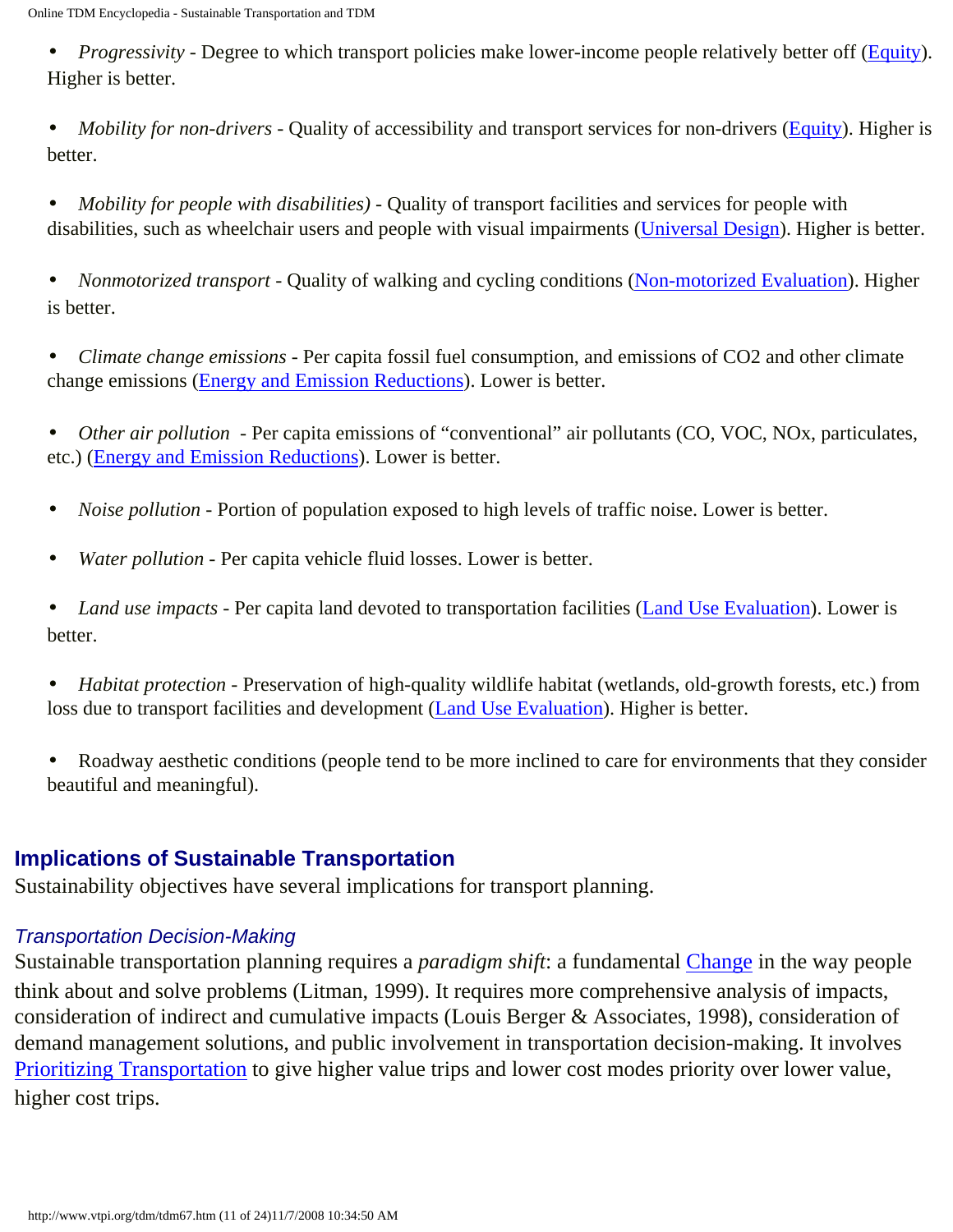- *Progressivity* - Degree to which transport policies make lower-income people relatively better off (Equity). Higher is better.

- *Mobility for non-drivers* - Quality of accessibility and transport services for non-drivers (Equity). Higher is better.

- *Mobility for people with disabilities)* - Quality of transport facilities and services for people with disabilities, such as wheelchair users and people with visual impairments (Universal Design). Higher is better.

- *Nonmotorized transport* - Quality of walking and cycling conditions (Non-motorized Evaluation). Higher is better.

- *Climate change emissions* - Per capita fossil fuel consumption, and emissions of $CO_2$ and other climate change emissions (Energy and Emission Reductions). Lower is better.

- *Other air pollution* - Per capita emissions of "conventional" air pollutants (CO, VOC, NOx, particulates, etc.) (Energy and Emission Reductions). Lower is better.

- *Noise pollution* - Portion of population exposed to high levels of traffic noise. Lower is better.

- *Water pollution* - Per capita vehicle fluid losses. Lower is better.

- *Land use impacts* - Per capita land devoted to transportation facilities (Land Use Evaluation). Lower is better.

- *Habitat protection* - Preservation of high-quality wildlife habitat (wetlands, old-growth forests, etc.) from loss due to transport facilities and development (Land Use Evaluation). Higher is better.

- Roadway aesthetic conditions (people tend to be more inclined to care for environments that they consider beautiful and meaningful).

## Implications of Sustainable Transportation

Sustainability objectives have several implications for transport planning.

### *Transportation Decision-Making*

Sustainable transportation planning requires a *paradigm shift*: a fundamental Change in the way people think about and solve problems (Litman, 1999). It requires more comprehensive analysis of impacts, consideration of indirect and cumulative impacts (Louis Berger & Associates, 1998), consideration of demand management solutions, and public involvement in transportation decision-making. It involves Prioritizing Transportation to give higher value trips and lower cost modes priority over lower value, higher cost trips.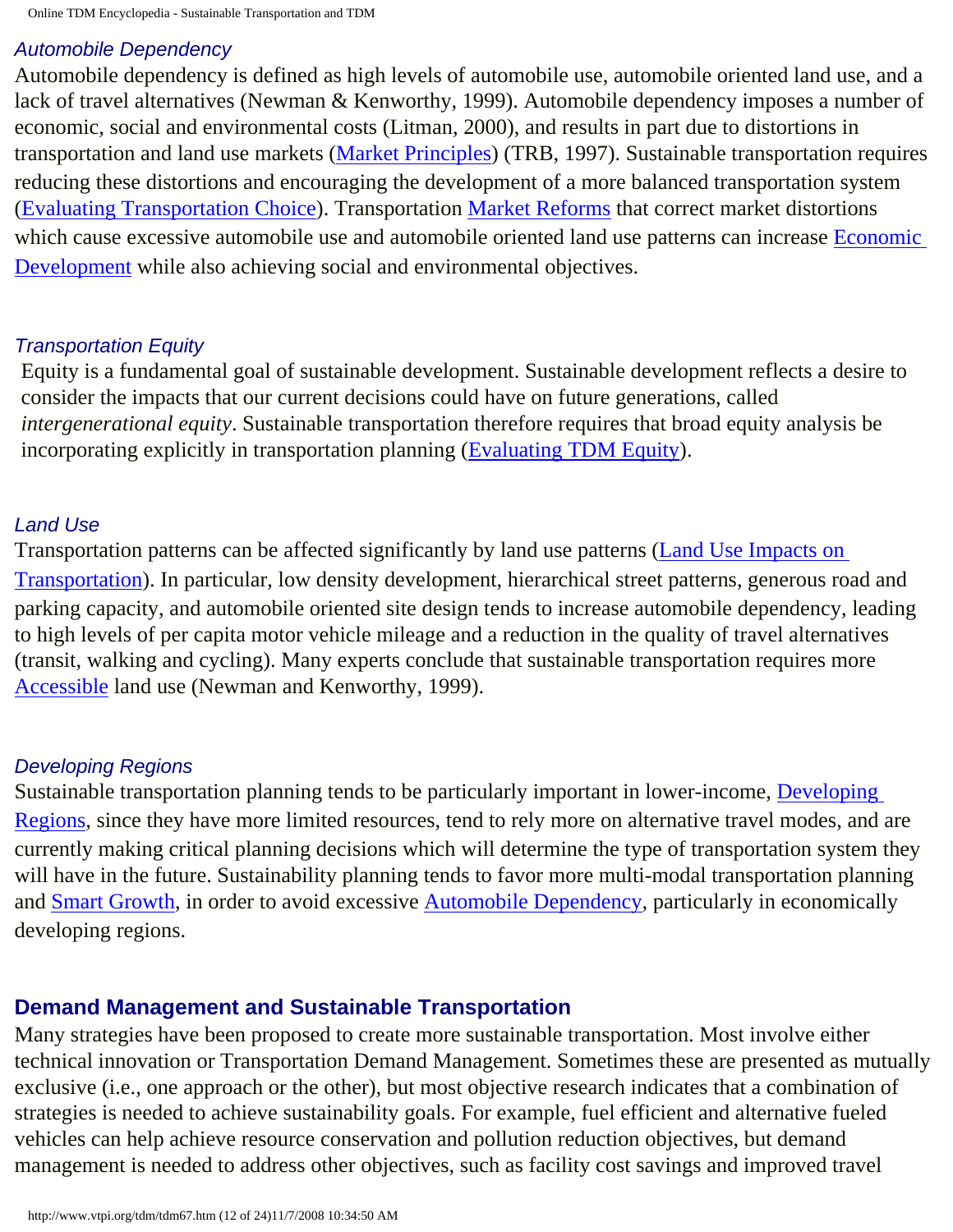### *Automobile Dependency*

Automobile dependency is defined as high levels of automobile use, automobile oriented land use, and a lack of travel alternatives (Newman & Kenworthy, 1999). Automobile dependency imposes a number of economic, social and environmental costs (Litman, 2000), and results in part due to distortions in transportation and land use markets (Market Principles) (TRB, 1997). Sustainable transportation requires reducing these distortions and encouraging the development of a more balanced transportation system (Evaluating Transportation Choice). Transportation Market Reforms that correct market distortions which cause excessive automobile use and automobile oriented land use patterns can increase Economic Development while also achieving social and environmental objectives.

### *Transportation Equity*

Equity is a fundamental goal of sustainable development. Sustainable development reflects a desire to consider the impacts that our current decisions could have on future generations, called *intergenerational equity*. Sustainable transportation therefore requires that broad equity analysis be incorporating explicitly in transportation planning (Evaluating TDM Equity).

### *Land Use*

Transportation patterns can be affected significantly by land use patterns (Land Use Impacts on Transportation). In particular, low density development, hierarchical street patterns, generous road and parking capacity, and automobile oriented site design tends to increase automobile dependency, leading to high levels of per capita motor vehicle mileage and a reduction in the quality of travel alternatives (transit, walking and cycling). Many experts conclude that sustainable transportation requires more Accessible land use (Newman and Kenworthy, 1999).

### *Developing Regions*

Sustainable transportation planning tends to be particularly important in lower-income, Developing Regions, since they have more limited resources, tend to rely more on alternative travel modes, and are currently making critical planning decisions which will determine the type of transportation system they will have in the future. Sustainability planning tends to favor more multi-modal transportation planning and Smart Growth, in order to avoid excessive Automobile Dependency, particularly in economically developing regions.

## Demand Management and Sustainable Transportation

Many strategies have been proposed to create more sustainable transportation. Most involve either technical innovation or Transportation Demand Management. Sometimes these are presented as mutually exclusive (i.e., one approach or the other), but most objective research indicates that a combination of strategies is needed to achieve sustainability goals. For example, fuel efficient and alternative fueled vehicles can help achieve resource conservation and pollution reduction objectives, but demand management is needed to address other objectives, such as facility cost savings and improved travel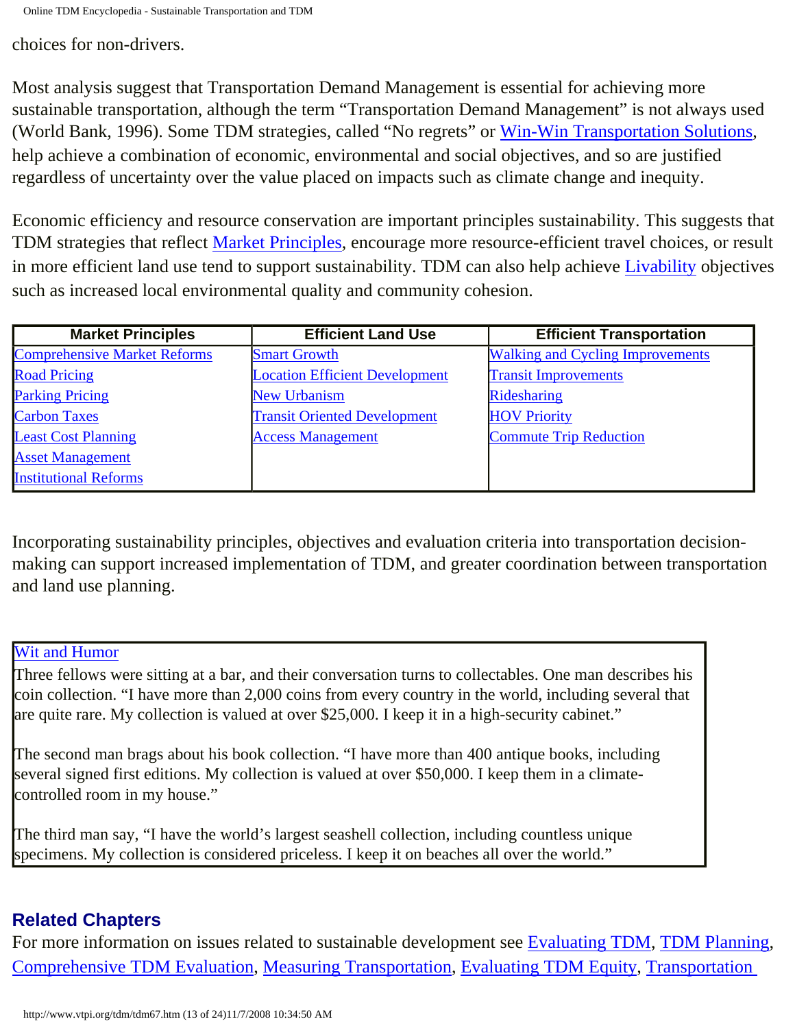choices for non-drivers.

Most analysis suggest that Transportation Demand Management is essential for achieving more sustainable transportation, although the term "Transportation Demand Management" is not always used (World Bank, 1996). Some TDM strategies, called "No regrets" or Win-Win Transportation Solutions, help achieve a combination of economic, environmental and social objectives, and so are justified regardless of uncertainty over the value placed on impacts such as climate change and inequity.

Economic efficiency and resource conservation are important principles sustainability. This suggests that TDM strategies that reflect Market Principles, encourage more resource-efficient travel choices, or result in more efficient land use tend to support sustainability. TDM can also help achieve Livability objectives such as increased local environmental quality and community cohesion.

| Market Principles | Efficient Land Use | Efficient Transportation |
|---|---|---|
| Comprehensive Market Reforms | Smart Growth | Walking and Cycling Improvements |
| Road Pricing | Location Efficient Development | Transit Improvements |
| Parking Pricing | New Urbanism | Ridesharing |
| Carbon Taxes | Transit Oriented Development | HOV Priority |
| Least Cost Planning | Access Management | Commute Trip Reduction |
| Asset Management | | |
| Institutional Reforms | | |

Incorporating sustainability principles, objectives and evaluation criteria into transportation decision-making can support increased implementation of TDM, and greater coordination between transportation and land use planning.

> Wit and Humor
>
> Three fellows were sitting at a bar, and their conversation turns to collectables. One man describes his coin collection. "I have more than 2,000 coins from every country in the world, including several that are quite rare. My collection is valued at over $25,000. I keep it in a high-security cabinet."
>
> The second man brags about his book collection. "I have more than 400 antique books, including several signed first editions. My collection is valued at over $50,000. I keep them in a climate-controlled room in my house."
>
> The third man say, "I have the world's largest seashell collection, including countless unique specimens. My collection is considered priceless. I keep it on beaches all over the world."

## Related Chapters

For more information on issues related to sustainable development see Evaluating TDM, TDM Planning, Comprehensive TDM Evaluation, Measuring Transportation, Evaluating TDM Equity, Transportation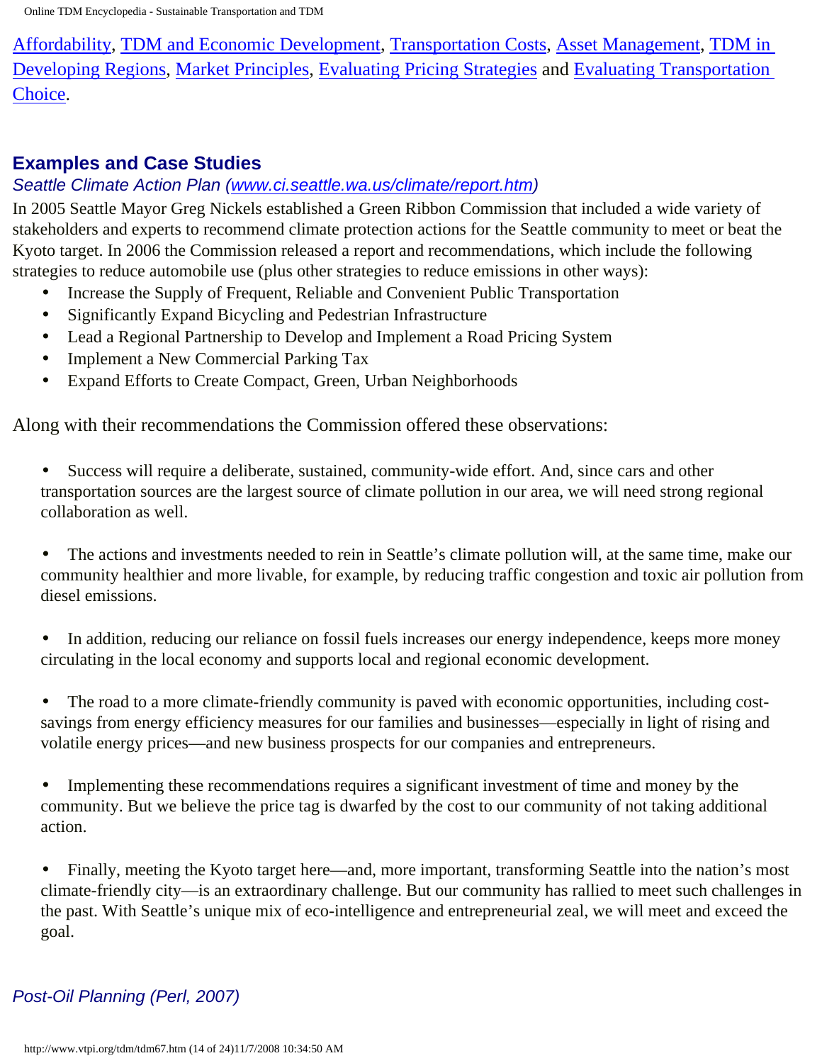Affordability, TDM and Economic Development, Transportation Costs, Asset Management, TDM in Developing Regions, Market Principles, Evaluating Pricing Strategies and Evaluating Transportation Choice.

## Examples and Case Studies

*Seattle Climate Action Plan (www.ci.seattle.wa.us/climate/report.htm)*

In 2005 Seattle Mayor Greg Nickels established a Green Ribbon Commission that included a wide variety of stakeholders and experts to recommend climate protection actions for the Seattle community to meet or beat the Kyoto target. In 2006 the Commission released a report and recommendations, which include the following strategies to reduce automobile use (plus other strategies to reduce emissions in other ways):

- Increase the Supply of Frequent, Reliable and Convenient Public Transportation
- Significantly Expand Bicycling and Pedestrian Infrastructure
- Lead a Regional Partnership to Develop and Implement a Road Pricing System
- Implement a New Commercial Parking Tax
- Expand Efforts to Create Compact, Green, Urban Neighborhoods

Along with their recommendations the Commission offered these observations:

- Success will require a deliberate, sustained, community-wide effort. And, since cars and other transportation sources are the largest source of climate pollution in our area, we will need strong regional collaboration as well.
- The actions and investments needed to rein in Seattle's climate pollution will, at the same time, make our community healthier and more livable, for example, by reducing traffic congestion and toxic air pollution from diesel emissions.
- In addition, reducing our reliance on fossil fuels increases our energy independence, keeps more money circulating in the local economy and supports local and regional economic development.
- The road to a more climate-friendly community is paved with economic opportunities, including cost-savings from energy efficiency measures for our families and businesses—especially in light of rising and volatile energy prices—and new business prospects for our companies and entrepreneurs.
- Implementing these recommendations requires a significant investment of time and money by the community. But we believe the price tag is dwarfed by the cost to our community of not taking additional action.
- Finally, meeting the Kyoto target here—and, more important, transforming Seattle into the nation's most climate-friendly city—is an extraordinary challenge. But our community has rallied to meet such challenges in the past. With Seattle's unique mix of eco-intelligence and entrepreneurial zeal, we will meet and exceed the goal.

*Post-Oil Planning (Perl, 2007)*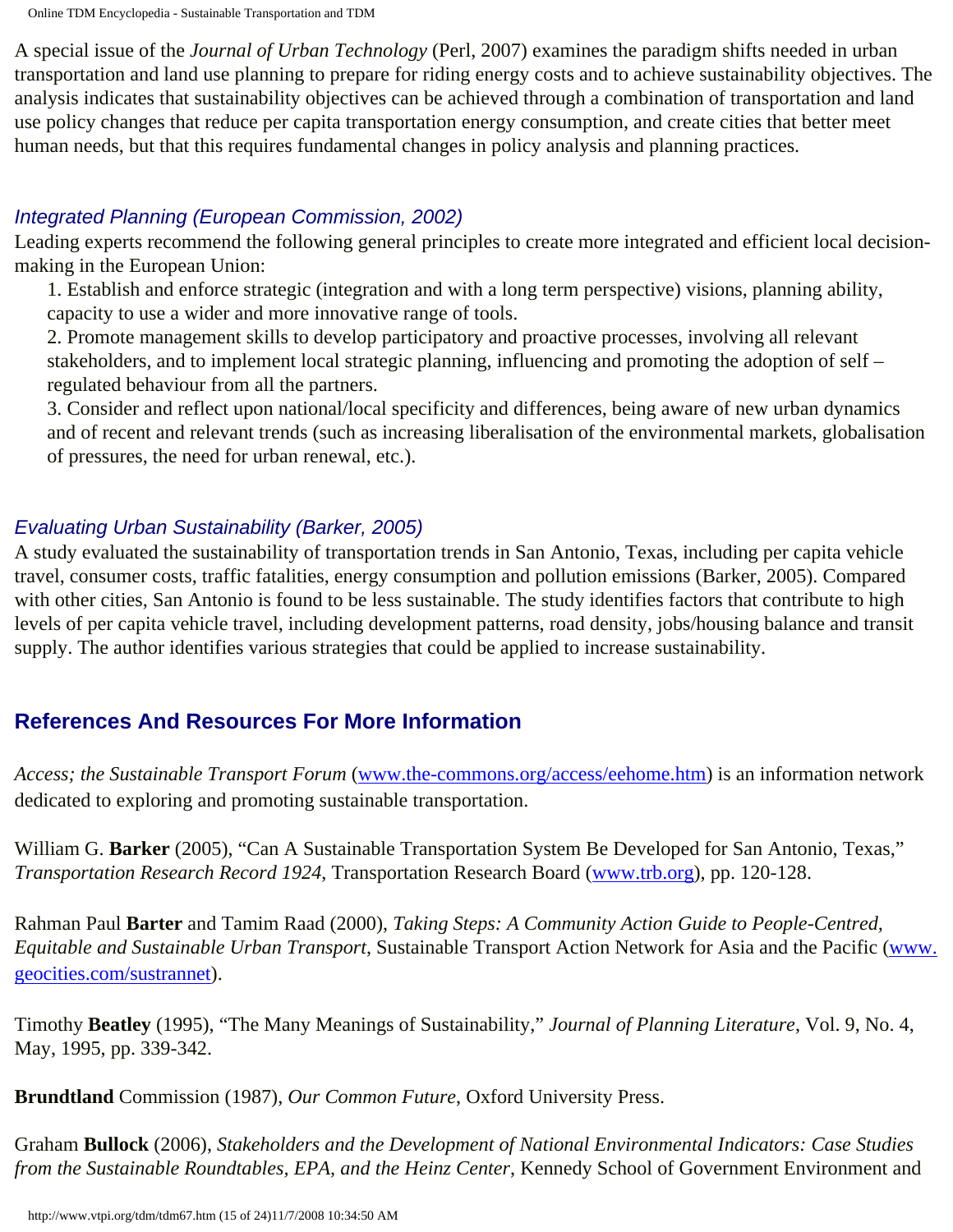A special issue of the *Journal of Urban Technology* (Perl, 2007) examines the paradigm shifts needed in urban transportation and land use planning to prepare for riding energy costs and to achieve sustainability objectives. The analysis indicates that sustainability objectives can be achieved through a combination of transportation and land use policy changes that reduce per capita transportation energy consumption, and create cities that better meet human needs, but that this requires fundamental changes in policy analysis and planning practices.

### *Integrated Planning (European Commission, 2002)*

Leading experts recommend the following general principles to create more integrated and efficient local decision-making in the European Union:

1. Establish and enforce strategic (integration and with a long term perspective) visions, planning ability, capacity to use a wider and more innovative range of tools.
2. Promote management skills to develop participatory and proactive processes, involving all relevant stakeholders, and to implement local strategic planning, influencing and promoting the adoption of self – regulated behaviour from all the partners.
3. Consider and reflect upon national/local specificity and differences, being aware of new urban dynamics and of recent and relevant trends (such as increasing liberalisation of the environmental markets, globalisation of pressures, the need for urban renewal, etc.).

### *Evaluating Urban Sustainability (Barker, 2005)*

A study evaluated the sustainability of transportation trends in San Antonio, Texas, including per capita vehicle travel, consumer costs, traffic fatalities, energy consumption and pollution emissions (Barker, 2005). Compared with other cities, San Antonio is found to be less sustainable. The study identifies factors that contribute to high levels of per capita vehicle travel, including development patterns, road density, jobs/housing balance and transit supply. The author identifies various strategies that could be applied to increase sustainability.

## References And Resources For More Information

*Access; the Sustainable Transport Forum* (www.the-commons.org/access/eehome.htm) is an information network dedicated to exploring and promoting sustainable transportation.

William G. **Barker** (2005), "Can A Sustainable Transportation System Be Developed for San Antonio, Texas," *Transportation Research Record 1924*, Transportation Research Board (www.trb.org), pp. 120-128.

Rahman Paul **Barter** and Tamim Raad (2000), *Taking Steps: A Community Action Guide to People-Centred, Equitable and Sustainable Urban Transport*, Sustainable Transport Action Network for Asia and the Pacific (www.geocities.com/sustrannet).

Timothy **Beatley** (1995), "The Many Meanings of Sustainability," *Journal of Planning Literature*, Vol. 9, No. 4, May, 1995, pp. 339-342.

**Brundtland** Commission (1987), *Our Common Future*, Oxford University Press.

Graham **Bullock** (2006), *Stakeholders and the Development of National Environmental Indicators: Case Studies from the Sustainable Roundtables, EPA, and the Heinz Center*, Kennedy School of Government Environment and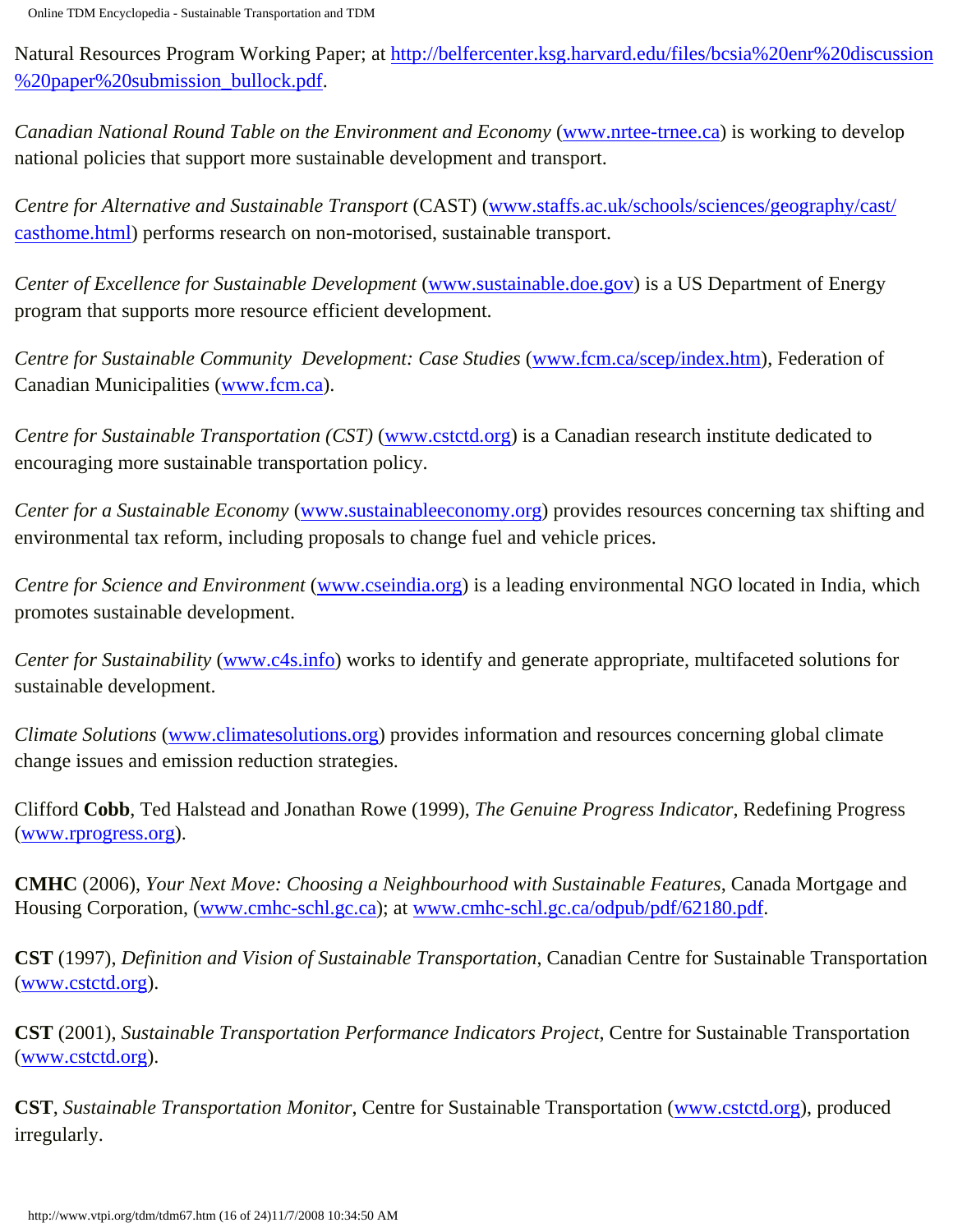Natural Resources Program Working Paper; at [http://belfercenter.ksg.harvard.edu/files/bcsia%20enr%20discussion%20paper%20submission_bullock.pdf](http://belfercenter.ksg.harvard.edu/files/bcsia%20enr%20discussion%20paper%20submission_bullock.pdf).

*Canadian National Round Table on the Environment and Economy* ([www.nrtee-trnee.ca](http://www.nrtee-trnee.ca)) is working to develop national policies that support more sustainable development and transport.

*Centre for Alternative and Sustainable Transport* (CAST) ([www.staffs.ac.uk/schools/sciences/geography/cast/casthome.html](http://www.staffs.ac.uk/schools/sciences/geography/cast/casthome.html)) performs research on non-motorised, sustainable transport.

*Center of Excellence for Sustainable Development* ([www.sustainable.doe.gov](http://www.sustainable.doe.gov)) is a US Department of Energy program that supports more resource efficient development.

*Centre for Sustainable Community Development: Case Studies* ([www.fcm.ca/scep/index.htm](http://www.fcm.ca/scep/index.htm)), Federation of Canadian Municipalities ([www.fcm.ca](http://www.fcm.ca)).

*Centre for Sustainable Transportation (CST)* ([www.cstctd.org](http://www.cstctd.org)) is a Canadian research institute dedicated to encouraging more sustainable transportation policy.

*Center for a Sustainable Economy* ([www.sustainableeconomy.org](http://www.sustainableeconomy.org)) provides resources concerning tax shifting and environmental tax reform, including proposals to change fuel and vehicle prices.

*Centre for Science and Environment* ([www.cseindia.org](http://www.cseindia.org)) is a leading environmental NGO located in India, which promotes sustainable development.

*Center for Sustainability* ([www.c4s.info](http://www.c4s.info)) works to identify and generate appropriate, multifaceted solutions for sustainable development.

*Climate Solutions* ([www.climatesolutions.org](http://www.climatesolutions.org)) provides information and resources concerning global climate change issues and emission reduction strategies.

Clifford **Cobb**, Ted Halstead and Jonathan Rowe (1999), *The Genuine Progress Indicator*, Redefining Progress ([www.rprogress.org](http://www.rprogress.org)).

**CMHC** (2006), *Your Next Move: Choosing a Neighbourhood with Sustainable Features*, Canada Mortgage and Housing Corporation, ([www.cmhc-schl.gc.ca](http://www.cmhc-schl.gc.ca)); at [www.cmhc-schl.gc.ca/odpub/pdf/62180.pdf](http://www.cmhc-schl.gc.ca/odpub/pdf/62180.pdf).

**CST** (1997), *Definition and Vision of Sustainable Transportation*, Canadian Centre for Sustainable Transportation ([www.cstctd.org](http://www.cstctd.org)).

**CST** (2001), *Sustainable Transportation Performance Indicators Project*, Centre for Sustainable Transportation ([www.cstctd.org](http://www.cstctd.org)).

**CST**, *Sustainable Transportation Monitor*, Centre for Sustainable Transportation ([www.cstctd.org](http://www.cstctd.org)), produced irregularly.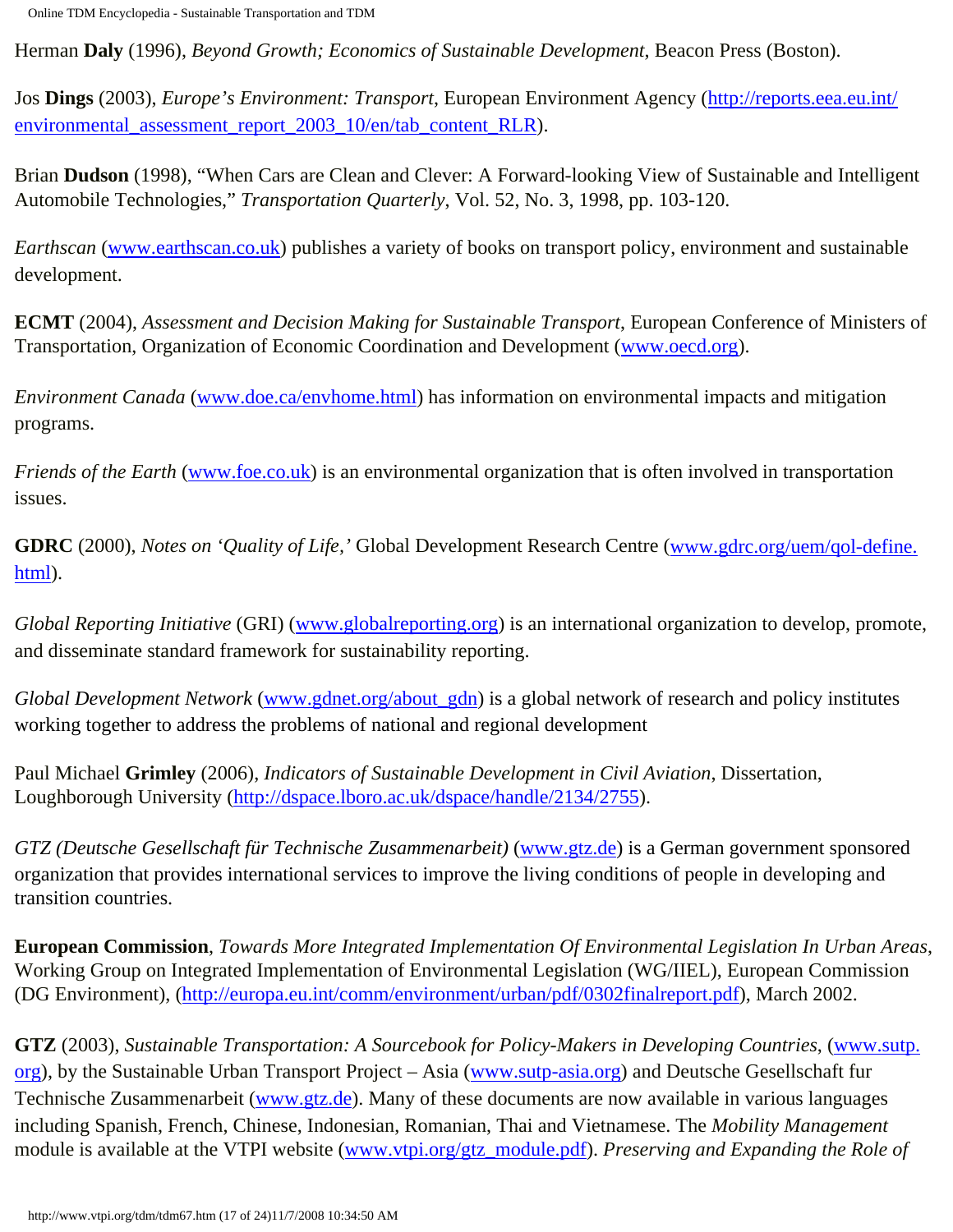Herman **Daly** (1996), *Beyond Growth; Economics of Sustainable Development*, Beacon Press (Boston).

Jos **Dings** (2003), *Europe's Environment: Transport*, European Environment Agency (http://reports.eea.eu.int/environmental_assessment_report_2003_10/en/tab_content_RLR).

Brian **Dudson** (1998), "When Cars are Clean and Clever: A Forward-looking View of Sustainable and Intelligent Automobile Technologies," *Transportation Quarterly*, Vol. 52, No. 3, 1998, pp. 103-120.

*Earthscan* (www.earthscan.co.uk) publishes a variety of books on transport policy, environment and sustainable development.

**ECMT** (2004), *Assessment and Decision Making for Sustainable Transport*, European Conference of Ministers of Transportation, Organization of Economic Coordination and Development (www.oecd.org).

*Environment Canada* (www.doe.ca/envhome.html) has information on environmental impacts and mitigation programs.

*Friends of the Earth* (www.foe.co.uk) is an environmental organization that is often involved in transportation issues.

**GDRC** (2000), *Notes on 'Quality of Life,'* Global Development Research Centre (www.gdrc.org/uem/qol-define.html).

*Global Reporting Initiative* (GRI) (www.globalreporting.org) is an international organization to develop, promote, and disseminate standard framework for sustainability reporting.

*Global Development Network* (www.gdnet.org/about_gdn) is a global network of research and policy institutes working together to address the problems of national and regional development

Paul Michael **Grimley** (2006), *Indicators of Sustainable Development in Civil Aviation*, Dissertation, Loughborough University (http://dspace.lboro.ac.uk/dspace/handle/2134/2755).

*GTZ (Deutsche Gesellschaft für Technische Zusammenarbeit)* (www.gtz.de) is a German government sponsored organization that provides international services to improve the living conditions of people in developing and transition countries.

**European Commission**, *Towards More Integrated Implementation Of Environmental Legislation In Urban Areas*, Working Group on Integrated Implementation of Environmental Legislation (WG/IIEL), European Commission (DG Environment), (http://europa.eu.int/comm/environment/urban/pdf/0302finalreport.pdf), March 2002.

**GTZ** (2003), *Sustainable Transportation: A Sourcebook for Policy-Makers in Developing Countries*, (www.sutp.org), by the Sustainable Urban Transport Project – Asia (www.sutp-asia.org) and Deutsche Gesellschaft fur Technische Zusammenarbeit (www.gtz.de). Many of these documents are now available in various languages including Spanish, French, Chinese, Indonesian, Romanian, Thai and Vietnamese. The *Mobility Management* module is available at the VTPI website (www.vtpi.org/gtz_module.pdf). *Preserving and Expanding the Role of*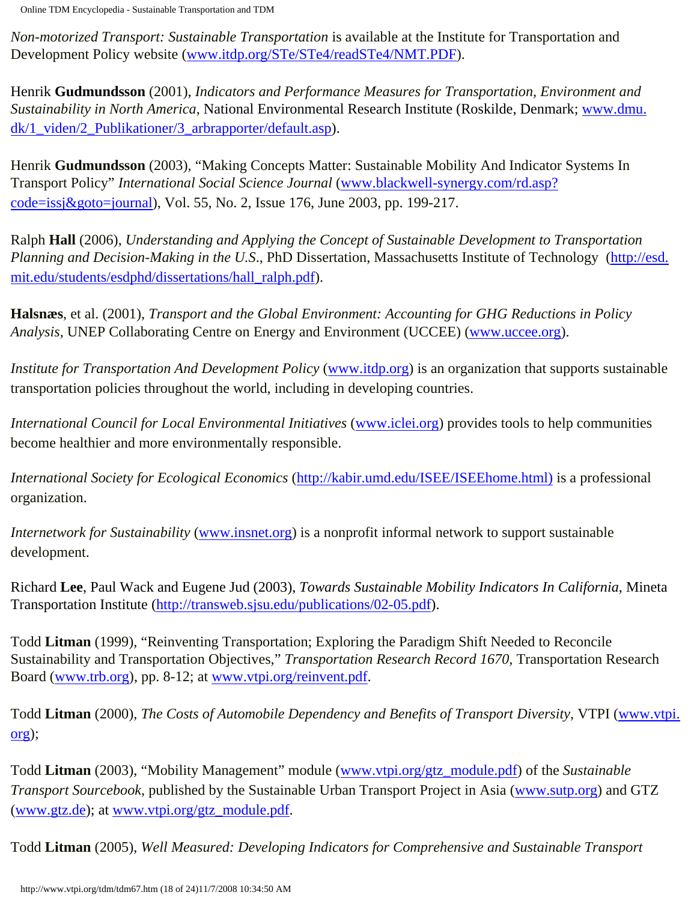*Non-motorized Transport: Sustainable Transportation* is available at the Institute for Transportation and Development Policy website (www.itdp.org/STe/STe4/readSTe4/NMT.PDF).

Henrik **Gudmundsson** (2001), *Indicators and Performance Measures for Transportation, Environment and Sustainability in North America*, National Environmental Research Institute (Roskilde, Denmark; www.dmu.dk/1_viden/2_Publikationer/3_arbrapporter/default.asp).

Henrik **Gudmundsson** (2003), "Making Concepts Matter: Sustainable Mobility And Indicator Systems In Transport Policy" *International Social Science Journal* (www.blackwell-synergy.com/rd.asp?code=issj&goto=journal), Vol. 55, No. 2, Issue 176, June 2003, pp. 199-217.

Ralph **Hall** (2006), *Understanding and Applying the Concept of Sustainable Development to Transportation Planning and Decision-Making in the U.S*., PhD Dissertation, Massachusetts Institute of Technology (http://esd.mit.edu/students/esdphd/dissertations/hall_ralph.pdf).

**Halsnæs**, et al. (2001), *Transport and the Global Environment: Accounting for GHG Reductions in Policy Analysis*, UNEP Collaborating Centre on Energy and Environment (UCCEE) (www.uccee.org).

*Institute for Transportation And Development Policy* (www.itdp.org) is an organization that supports sustainable transportation policies throughout the world, including in developing countries.

*International Council for Local Environmental Initiatives* (www.iclei.org) provides tools to help communities become healthier and more environmentally responsible.

*International Society for Ecological Economics* (http://kabir.umd.edu/ISEE/ISEEhome.html) is a professional organization.

*Internetwork for Sustainability* (www.insnet.org) is a nonprofit informal network to support sustainable development.

Richard **Lee**, Paul Wack and Eugene Jud (2003), *Towards Sustainable Mobility Indicators In California*, Mineta Transportation Institute (http://transweb.sjsu.edu/publications/02-05.pdf).

Todd **Litman** (1999), "Reinventing Transportation; Exploring the Paradigm Shift Needed to Reconcile Sustainability and Transportation Objectives," *Transportation Research Record 1670*, Transportation Research Board (www.trb.org), pp. 8-12; at www.vtpi.org/reinvent.pdf.

Todd **Litman** (2000), *The Costs of Automobile Dependency and Benefits of Transport Diversity*, VTPI (www.vtpi.org);

Todd **Litman** (2003), "Mobility Management" module (www.vtpi.org/gtz_module.pdf) of the *Sustainable Transport Sourcebook*, published by the Sustainable Urban Transport Project in Asia (www.sutp.org) and GTZ (www.gtz.de); at www.vtpi.org/gtz_module.pdf.

Todd **Litman** (2005), *Well Measured: Developing Indicators for Comprehensive and Sustainable Transport*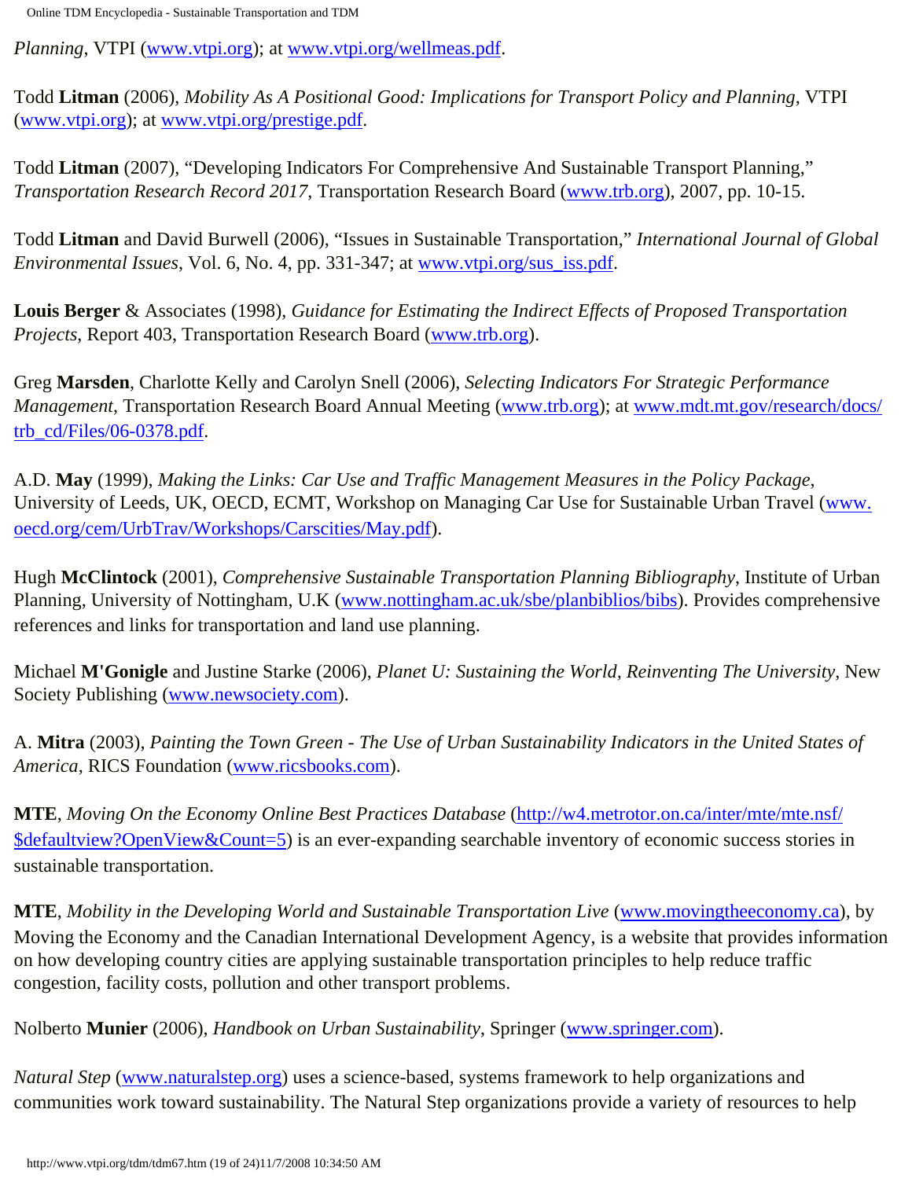*Planning*, VTPI (www.vtpi.org); at www.vtpi.org/wellmeas.pdf.

Todd **Litman** (2006), *Mobility As A Positional Good: Implications for Transport Policy and Planning*, VTPI (www.vtpi.org); at www.vtpi.org/prestige.pdf.

Todd **Litman** (2007), "Developing Indicators For Comprehensive And Sustainable Transport Planning," *Transportation Research Record 2017*, Transportation Research Board (www.trb.org), 2007, pp. 10-15.

Todd **Litman** and David Burwell (2006), "Issues in Sustainable Transportation," *International Journal of Global Environmental Issues*, Vol. 6, No. 4, pp. 331-347; at www.vtpi.org/sus_iss.pdf.

**Louis Berger** & Associates (1998), *Guidance for Estimating the Indirect Effects of Proposed Transportation Projects*, Report 403, Transportation Research Board (www.trb.org).

Greg **Marsden**, Charlotte Kelly and Carolyn Snell (2006), *Selecting Indicators For Strategic Performance Management*, Transportation Research Board Annual Meeting (www.trb.org); at www.mdt.mt.gov/research/docs/trb_cd/Files/06-0378.pdf.

A.D. **May** (1999), *Making the Links: Car Use and Traffic Management Measures in the Policy Package*, University of Leeds, UK, OECD, ECMT, Workshop on Managing Car Use for Sustainable Urban Travel (www.oecd.org/cem/UrbTrav/Workshops/Carscities/May.pdf).

Hugh **McClintock** (2001), *Comprehensive Sustainable Transportation Planning Bibliography*, Institute of Urban Planning, University of Nottingham, U.K (www.nottingham.ac.uk/sbe/planbiblios/bibs). Provides comprehensive references and links for transportation and land use planning.

Michael **M'Gonigle** and Justine Starke (2006), *Planet U: Sustaining the World, Reinventing The University*, New Society Publishing (www.newsociety.com).

A. **Mitra** (2003), *Painting the Town Green - The Use of Urban Sustainability Indicators in the United States of America*, RICS Foundation (www.ricsbooks.com).

**MTE**, *Moving On the Economy Online Best Practices Database* (http://w4.metrotor.on.ca/inter/mte/mte.nsf/$defaultview?OpenView&Count=5) is an ever-expanding searchable inventory of economic success stories in sustainable transportation.

**MTE**, *Mobility in the Developing World and Sustainable Transportation Live* (www.movingtheeconomy.ca), by Moving the Economy and the Canadian International Development Agency, is a website that provides information on how developing country cities are applying sustainable transportation principles to help reduce traffic congestion, facility costs, pollution and other transport problems.

Nolberto **Munier** (2006), *Handbook on Urban Sustainability*, Springer (www.springer.com).

*Natural Step* (www.naturalstep.org) uses a science-based, systems framework to help organizations and communities work toward sustainability. The Natural Step organizations provide a variety of resources to help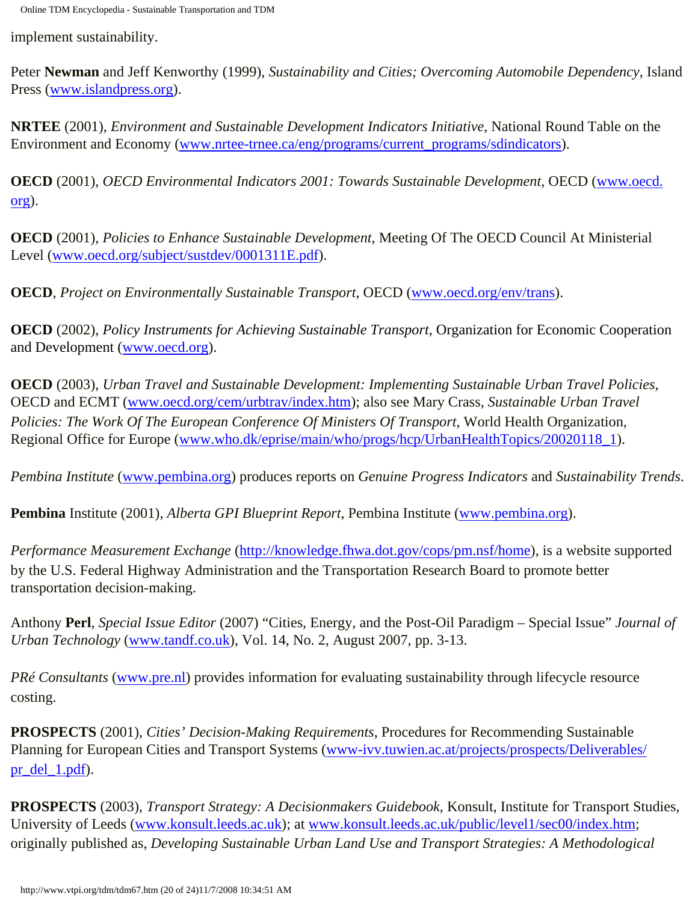implement sustainability.

Peter **Newman** and Jeff Kenworthy (1999), *Sustainability and Cities; Overcoming Automobile Dependency*, Island Press (www.islandpress.org).

**NRTEE** (2001), *Environment and Sustainable Development Indicators Initiative*, National Round Table on the Environment and Economy (www.nrtee-trnee.ca/eng/programs/current_programs/sdindicators).

**OECD** (2001), *OECD Environmental Indicators 2001: Towards Sustainable Development*, OECD (www.oecd.org).

**OECD** (2001), *Policies to Enhance Sustainable Development*, Meeting Of The OECD Council At Ministerial Level (www.oecd.org/subject/sustdev/0001311E.pdf).

**OECD**, *Project on Environmentally Sustainable Transport*, OECD (www.oecd.org/env/trans).

**OECD** (2002), *Policy Instruments for Achieving Sustainable Transport*, Organization for Economic Cooperation and Development (www.oecd.org).

**OECD** (2003), *Urban Travel and Sustainable Development: Implementing Sustainable Urban Travel Policies*, OECD and ECMT (www.oecd.org/cem/urbtrav/index.htm); also see Mary Crass, *Sustainable Urban Travel Policies: The Work Of The European Conference Of Ministers Of Transport*, World Health Organization, Regional Office for Europe (www.who.dk/eprise/main/who/progs/hcp/UrbanHealthTopics/20020118_1).

*Pembina Institute* (www.pembina.org) produces reports on *Genuine Progress Indicators* and *Sustainability Trends*.

**Pembina** Institute (2001), *Alberta GPI Blueprint Report*, Pembina Institute (www.pembina.org).

*Performance Measurement Exchange* (http://knowledge.fhwa.dot.gov/cops/pm.nsf/home), is a website supported by the U.S. Federal Highway Administration and the Transportation Research Board to promote better transportation decision-making.

Anthony **Perl**, *Special Issue Editor* (2007) "Cities, Energy, and the Post-Oil Paradigm – Special Issue" *Journal of Urban Technology* (www.tandf.co.uk), Vol. 14, No. 2, August 2007, pp. 3-13.

*PRé Consultants* (www.pre.nl) provides information for evaluating sustainability through lifecycle resource costing.

**PROSPECTS** (2001), *Cities' Decision-Making Requirements*, Procedures for Recommending Sustainable Planning for European Cities and Transport Systems (www-ivv.tuwien.ac.at/projects/prospects/Deliverables/pr_del_1.pdf).

**PROSPECTS** (2003), *Transport Strategy: A Decisionmakers Guidebook*, Konsult, Institute for Transport Studies, University of Leeds (www.konsult.leeds.ac.uk); at www.konsult.leeds.ac.uk/public/level1/sec00/index.htm; originally published as, *Developing Sustainable Urban Land Use and Transport Strategies: A Methodological*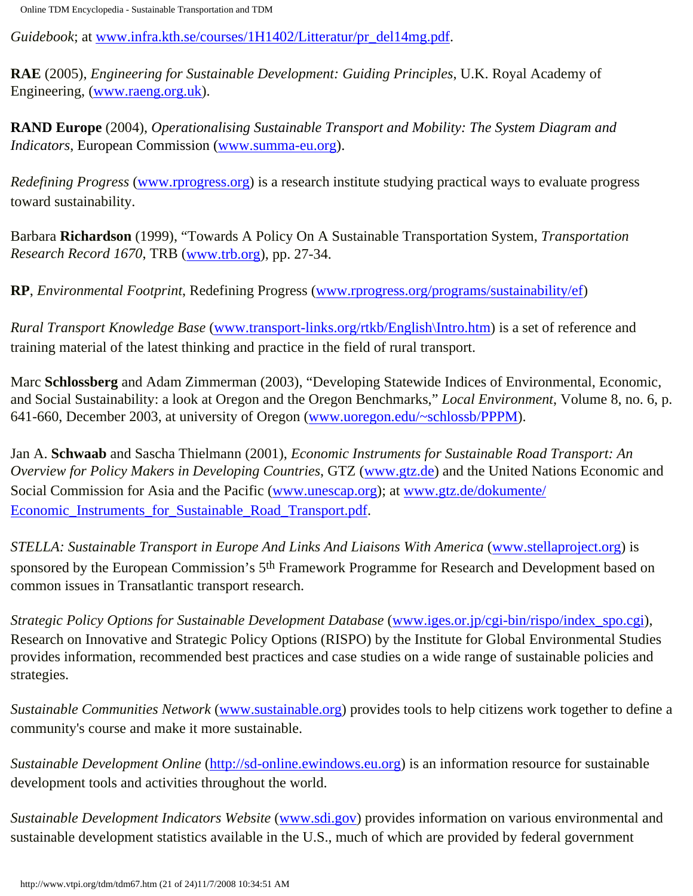*Guidebook*; at www.infra.kth.se/courses/1H1402/Litteratur/pr_del14mg.pdf.

**RAE** (2005), *Engineering for Sustainable Development: Guiding Principles*, U.K. Royal Academy of Engineering, (www.raeng.org.uk).

**RAND Europe** (2004), *Operationalising Sustainable Transport and Mobility: The System Diagram and Indicators*, European Commission (www.summa-eu.org).

*Redefining Progress* (www.rprogress.org) is a research institute studying practical ways to evaluate progress toward sustainability.

Barbara **Richardson** (1999), "Towards A Policy On A Sustainable Transportation System, *Transportation Research Record 1670*, TRB (www.trb.org), pp. 27-34.

**RP**, *Environmental Footprint*, Redefining Progress (www.rprogress.org/programs/sustainability/ef)

*Rural Transport Knowledge Base* (www.transport-links.org/rtkb/English\Intro.htm) is a set of reference and training material of the latest thinking and practice in the field of rural transport.

Marc **Schlossberg** and Adam Zimmerman (2003), "Developing Statewide Indices of Environmental, Economic, and Social Sustainability: a look at Oregon and the Oregon Benchmarks," *Local Environment*, Volume 8, no. 6, p. 641-660, December 2003, at university of Oregon (www.uoregon.edu/~schlossb/PPPM).

Jan A. **Schwaab** and Sascha Thielmann (2001), *Economic Instruments for Sustainable Road Transport: An Overview for Policy Makers in Developing Countries*, GTZ (www.gtz.de) and the United Nations Economic and Social Commission for Asia and the Pacific (www.unescap.org); at www.gtz.de/dokumente/Economic_Instruments_for_Sustainable_Road_Transport.pdf.

*STELLA: Sustainable Transport in Europe And Links And Liaisons With America* (www.stellaproject.org) is sponsored by the European Commission's 5th Framework Programme for Research and Development based on common issues in Transatlantic transport research.

*Strategic Policy Options for Sustainable Development Database* (www.iges.or.jp/cgi-bin/rispo/index_spo.cgi), Research on Innovative and Strategic Policy Options (RISPO) by the Institute for Global Environmental Studies provides information, recommended best practices and case studies on a wide range of sustainable policies and strategies.

*Sustainable Communities Network* (www.sustainable.org) provides tools to help citizens work together to define a community's course and make it more sustainable.

*Sustainable Development Online* (http://sd-online.ewindows.eu.org) is an information resource for sustainable development tools and activities throughout the world.

*Sustainable Development Indicators Website* (www.sdi.gov) provides information on various environmental and sustainable development statistics available in the U.S., much of which are provided by federal government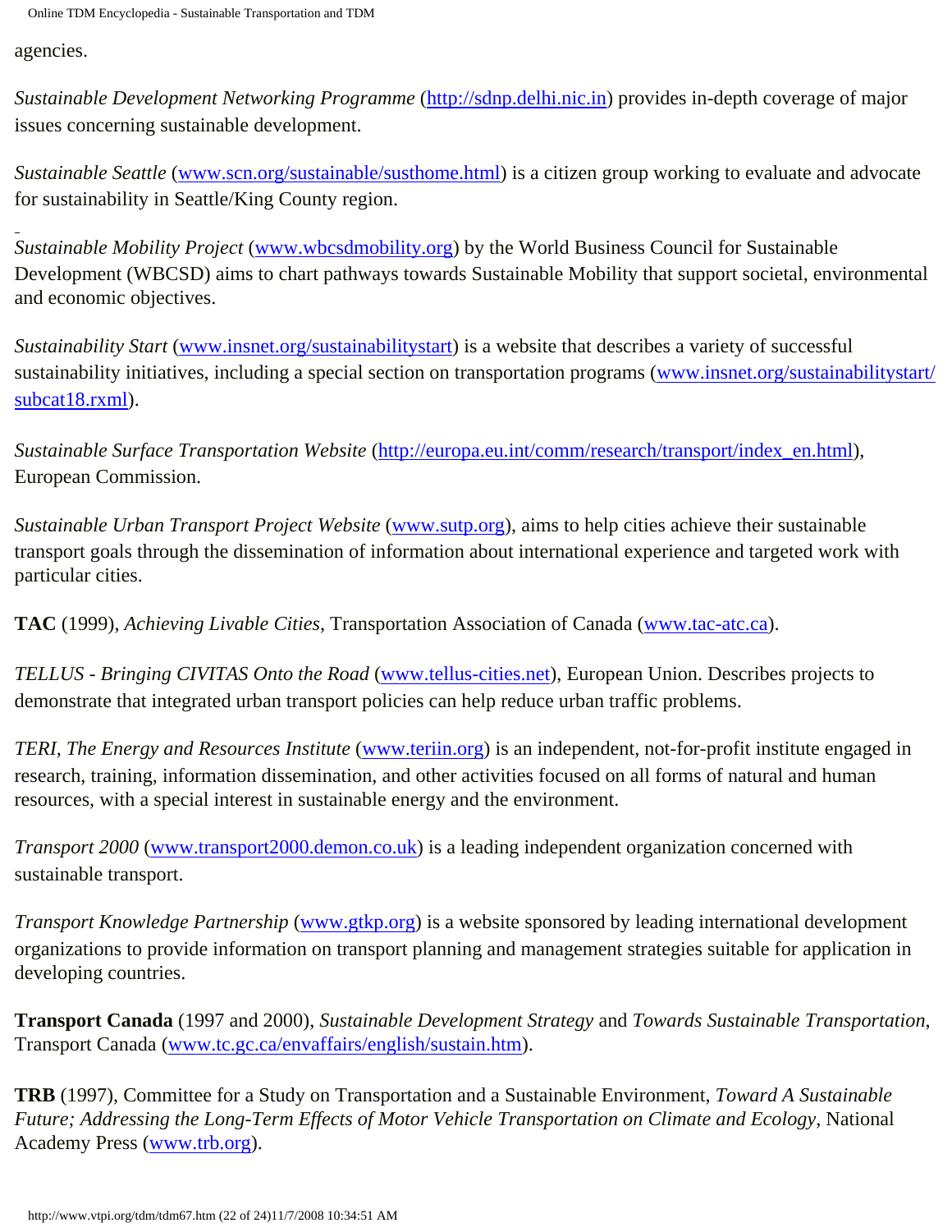agencies.

*Sustainable Development Networking Programme* (http://sdnp.delhi.nic.in) provides in-depth coverage of major issues concerning sustainable development.

*Sustainable Seattle* (www.scn.org/sustainable/susthome.html) is a citizen group working to evaluate and advocate for sustainability in Seattle/King County region.

*Sustainable Mobility Project* (www.wbcsdmobility.org) by the World Business Council for Sustainable Development (WBCSD) aims to chart pathways towards Sustainable Mobility that support societal, environmental and economic objectives.

*Sustainability Start* (www.insnet.org/sustainabilitystart) is a website that describes a variety of successful sustainability initiatives, including a special section on transportation programs (www.insnet.org/sustainabilitystart/subcat18.rxml).

*Sustainable Surface Transportation Website* (http://europa.eu.int/comm/research/transport/index_en.html), European Commission.

*Sustainable Urban Transport Project Website* (www.sutp.org), aims to help cities achieve their sustainable transport goals through the dissemination of information about international experience and targeted work with particular cities.

**TAC** (1999), *Achieving Livable Cities*, Transportation Association of Canada (www.tac-atc.ca).

*TELLUS - Bringing CIVITAS Onto the Road* (www.tellus-cities.net), European Union. Describes projects to demonstrate that integrated urban transport policies can help reduce urban traffic problems.

*TERI, The Energy and Resources Institute* (www.teriin.org) is an independent, not-for-profit institute engaged in research, training, information dissemination, and other activities focused on all forms of natural and human resources, with a special interest in sustainable energy and the environment.

*Transport 2000* (www.transport2000.demon.co.uk) is a leading independent organization concerned with sustainable transport.

*Transport Knowledge Partnership* (www.gtkp.org) is a website sponsored by leading international development organizations to provide information on transport planning and management strategies suitable for application in developing countries.

**Transport Canada** (1997 and 2000), *Sustainable Development Strategy* and *Towards Sustainable Transportation*, Transport Canada (www.tc.gc.ca/envaffairs/english/sustain.htm).

**TRB** (1997), Committee for a Study on Transportation and a Sustainable Environment, *Toward A Sustainable Future; Addressing the Long-Term Effects of Motor Vehicle Transportation on Climate and Ecology*, National Academy Press (www.trb.org).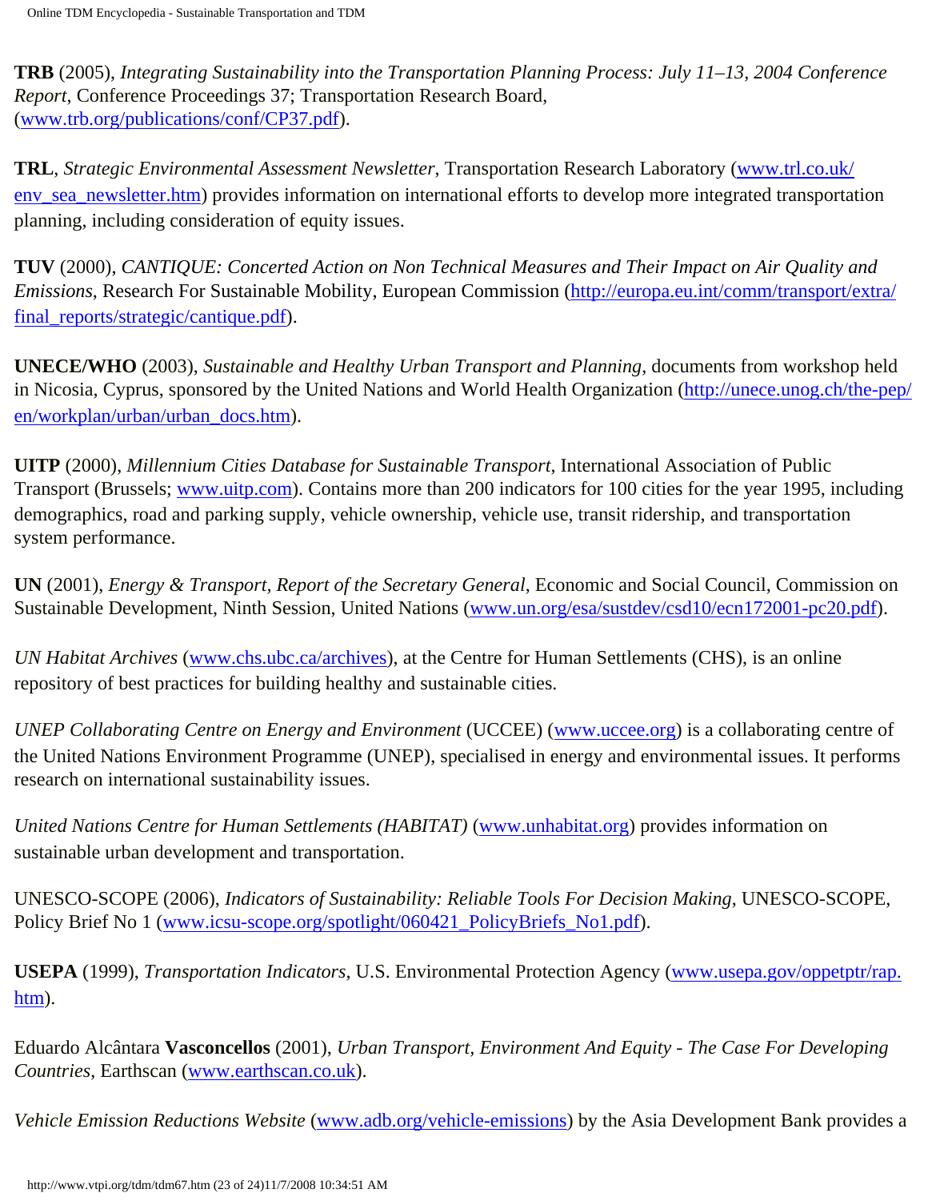**TRB** (2005), *Integrating Sustainability into the Transportation Planning Process: July 11–13, 2004 Conference Report*, Conference Proceedings 37; Transportation Research Board, (www.trb.org/publications/conf/CP37.pdf).

**TRL**, *Strategic Environmental Assessment Newsletter*, Transportation Research Laboratory (www.trl.co.uk/env_sea_newsletter.htm) provides information on international efforts to develop more integrated transportation planning, including consideration of equity issues.

**TUV** (2000), *CANTIQUE: Concerted Action on Non Technical Measures and Their Impact on Air Quality and Emissions*, Research For Sustainable Mobility, European Commission (http://europa.eu.int/comm/transport/extra/final_reports/strategic/cantique.pdf).

**UNECE/WHO** (2003), *Sustainable and Healthy Urban Transport and Planning*, documents from workshop held in Nicosia, Cyprus, sponsored by the United Nations and World Health Organization (http://unece.unog.ch/the-pep/en/workplan/urban/urban_docs.htm).

**UITP** (2000), *Millennium Cities Database for Sustainable Transport*, International Association of Public Transport (Brussels; www.uitp.com). Contains more than 200 indicators for 100 cities for the year 1995, including demographics, road and parking supply, vehicle ownership, vehicle use, transit ridership, and transportation system performance.

**UN** (2001), *Energy & Transport, Report of the Secretary General*, Economic and Social Council, Commission on Sustainable Development, Ninth Session, United Nations (www.un.org/esa/sustdev/csd10/ecn172001-pc20.pdf).

*UN Habitat Archives* (www.chs.ubc.ca/archives), at the Centre for Human Settlements (CHS), is an online repository of best practices for building healthy and sustainable cities.

*UNEP Collaborating Centre on Energy and Environment* (UCCEE) (www.uccee.org) is a collaborating centre of the United Nations Environment Programme (UNEP), specialised in energy and environmental issues. It performs research on international sustainability issues.

*United Nations Centre for Human Settlements (HABITAT)* (www.unhabitat.org) provides information on sustainable urban development and transportation.

UNESCO-SCOPE (2006), *Indicators of Sustainability: Reliable Tools For Decision Making*, UNESCO-SCOPE, Policy Brief No 1 (www.icsu-scope.org/spotlight/060421_PolicyBriefs_No1.pdf).

**USEPA** (1999), *Transportation Indicators*, U.S. Environmental Protection Agency (www.usepa.gov/oppetptr/rap.htm).

Eduardo Alcântara **Vasconcellos** (2001), *Urban Transport, Environment And Equity - The Case For Developing Countries*, Earthscan (www.earthscan.co.uk).

*Vehicle Emission Reductions Website* (www.adb.org/vehicle-emissions) by the Asia Development Bank provides a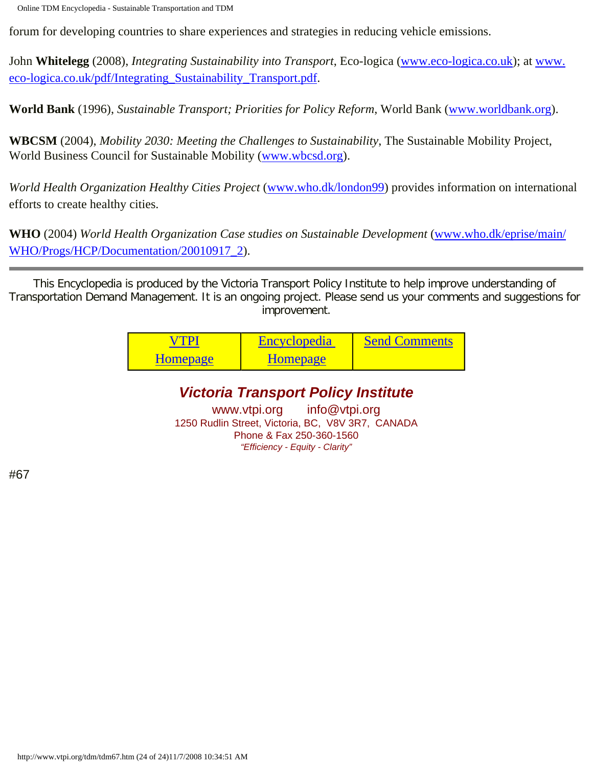forum for developing countries to share experiences and strategies in reducing vehicle emissions.

John **Whitelegg** (2008), *Integrating Sustainability into Transport*, Eco-logica (www.eco-logica.co.uk); at www.eco-logica.co.uk/pdf/Integrating_Sustainability_Transport.pdf.

**World Bank** (1996), *Sustainable Transport; Priorities for Policy Reform*, World Bank (www.worldbank.org).

**WBCSM** (2004), *Mobility 2030: Meeting the Challenges to Sustainability*, The Sustainable Mobility Project, World Business Council for Sustainable Mobility (www.wbcsd.org).

*World Health Organization Healthy Cities Project* (www.who.dk/london99) provides information on international efforts to create healthy cities.

**WHO** (2004) *World Health Organization Case studies on Sustainable Development* (www.who.dk/eprise/main/WHO/Progs/HCP/Documentation/20010917_2).

---

This Encyclopedia is produced by the Victoria Transport Policy Institute to help improve understanding of Transportation Demand Management. It is an ongoing project. Please send us your comments and suggestions for improvement.

| | | |
|---|---|---|
| VTPI Homepage | Encyclopedia Homepage | Send Comments |

***Victoria Transport Policy Institute***

www.vtpi.org info@vtpi.org

1250 Rudlin Street, Victoria, BC, V8V 3R7, CANADA

Phone & Fax 250-360-1560

*"Efficiency - Equity - Clarity"*

#67